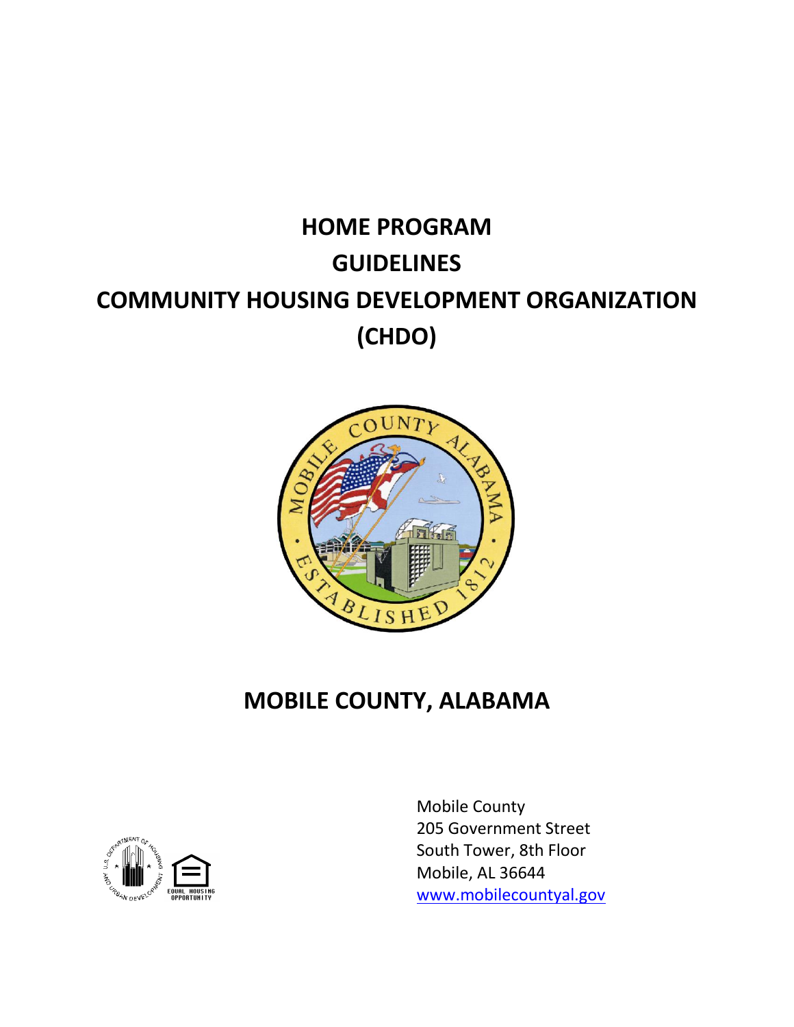# HOME PROGRAM

# GUIDELINES

# COMMUNITY HOUSING DEVELOPMENT ORGANIZATION (CHDO)

## MOBILE COUNTY, ALABAMA

Mobile County
205 Government Street
South Tower, 8th Floor
Mobile, AL 36644
www.mobilecountyal.gov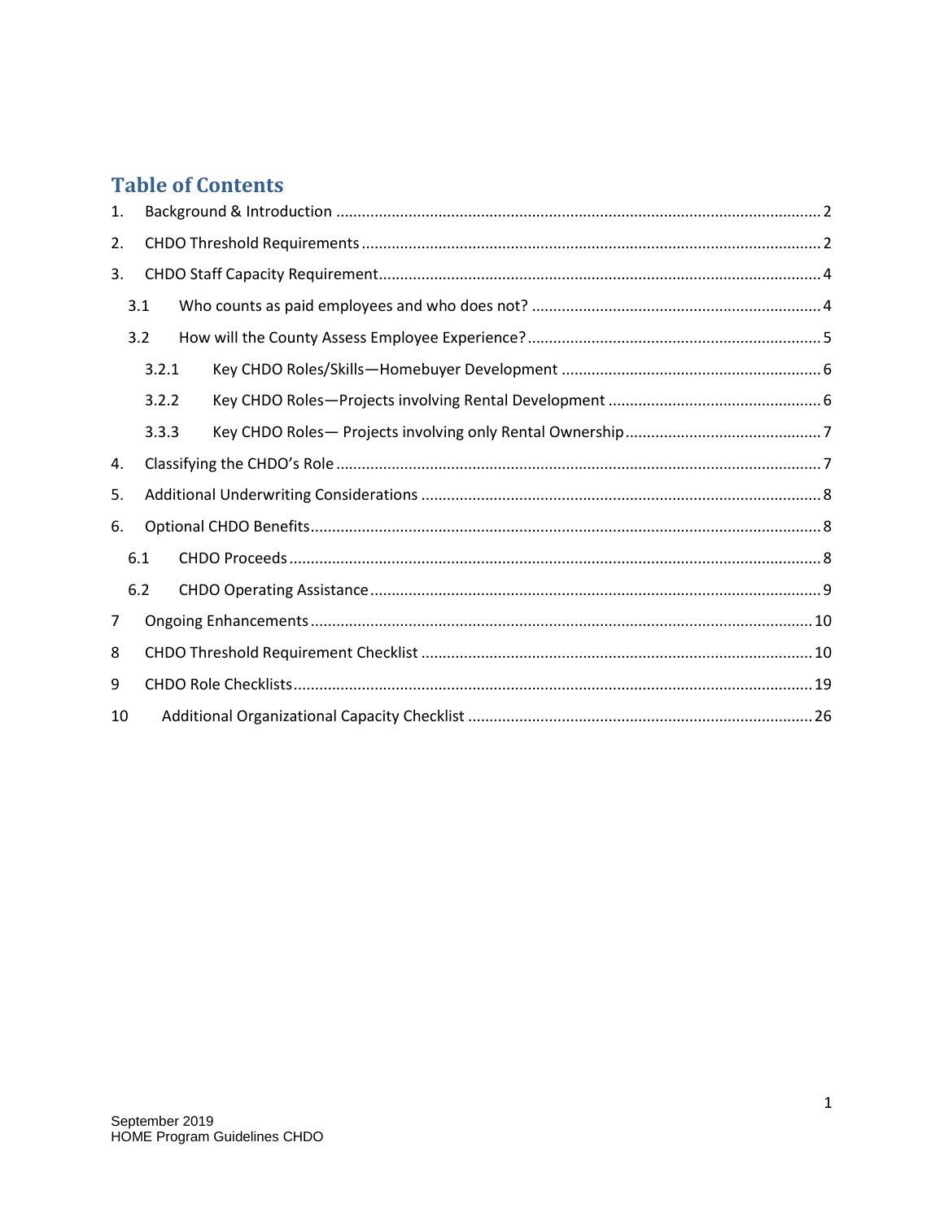# Table of Contents

1. Background & Introduction ..... 2
2. CHDO Threshold Requirements ..... 2
3. CHDO Staff Capacity Requirement ..... 4
   - 3.1 Who counts as paid employees and who does not? ..... 4
   - 3.2 How will the County Assess Employee Experience? ..... 5
     - 3.2.1 Key CHDO Roles/Skills—Homebuyer Development ..... 6
     - 3.2.2 Key CHDO Roles—Projects involving Rental Development ..... 6
     - 3.3.3 Key CHDO Roles— Projects involving only Rental Ownership ..... 7
4. Classifying the CHDO's Role ..... 7
5. Additional Underwriting Considerations ..... 8
6. Optional CHDO Benefits ..... 8
   - 6.1 CHDO Proceeds ..... 8
   - 6.2 CHDO Operating Assistance ..... 9
7 Ongoing Enhancements ..... 10
8 CHDO Threshold Requirement Checklist ..... 10
9 CHDO Role Checklists ..... 19
10 Additional Organizational Capacity Checklist ..... 26

September 2019
HOME Program Guidelines CHDO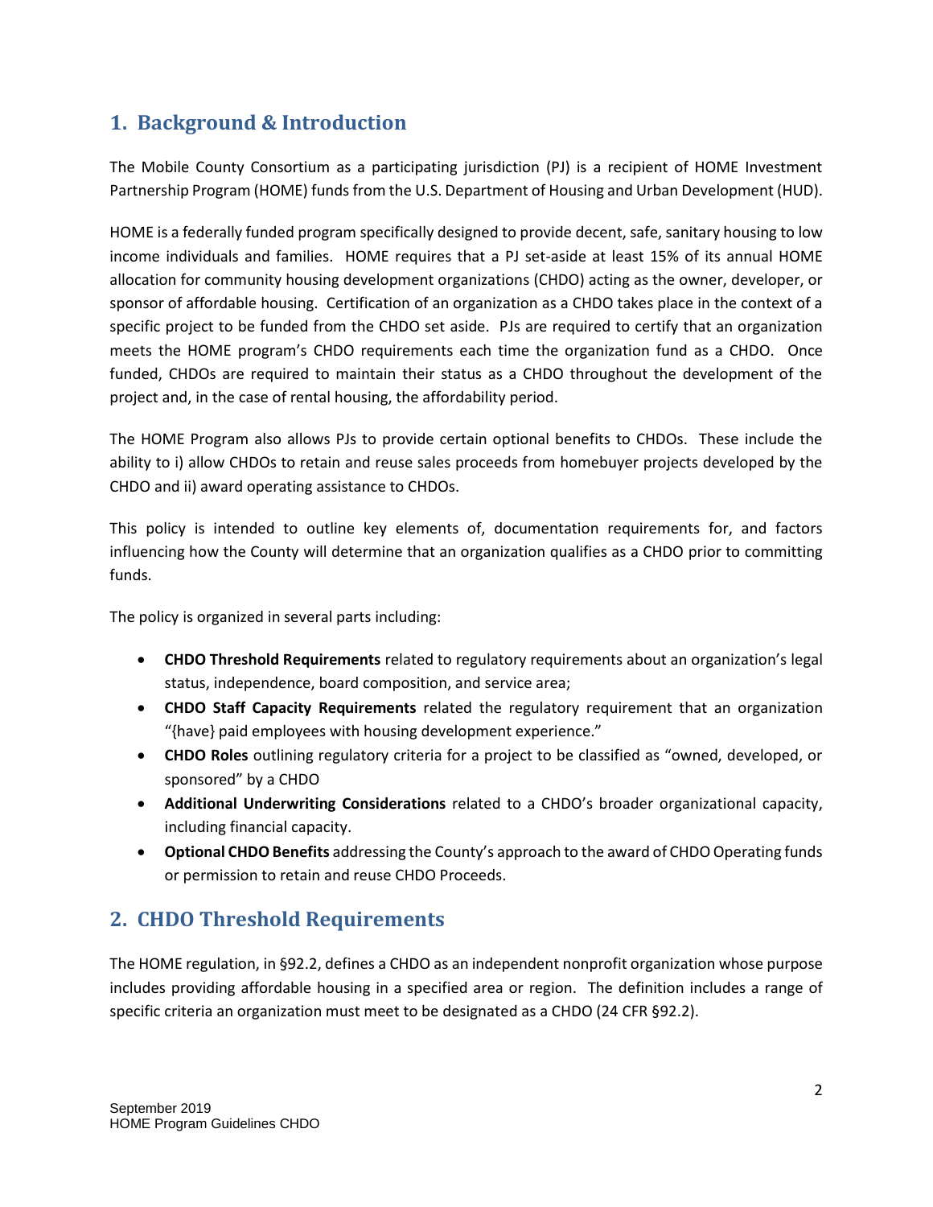## 1. Background & Introduction

The Mobile County Consortium as a participating jurisdiction (PJ) is a recipient of HOME Investment Partnership Program (HOME) funds from the U.S. Department of Housing and Urban Development (HUD).

HOME is a federally funded program specifically designed to provide decent, safe, sanitary housing to low income individuals and families. HOME requires that a PJ set-aside at least 15% of its annual HOME allocation for community housing development organizations (CHDO) acting as the owner, developer, or sponsor of affordable housing. Certification of an organization as a CHDO takes place in the context of a specific project to be funded from the CHDO set aside. PJs are required to certify that an organization meets the HOME program's CHDO requirements each time the organization fund as a CHDO. Once funded, CHDOs are required to maintain their status as a CHDO throughout the development of the project and, in the case of rental housing, the affordability period.

The HOME Program also allows PJs to provide certain optional benefits to CHDOs. These include the ability to i) allow CHDOs to retain and reuse sales proceeds from homebuyer projects developed by the CHDO and ii) award operating assistance to CHDOs.

This policy is intended to outline key elements of, documentation requirements for, and factors influencing how the County will determine that an organization qualifies as a CHDO prior to committing funds.

The policy is organized in several parts including:

- **CHDO Threshold Requirements** related to regulatory requirements about an organization's legal status, independence, board composition, and service area;
- **CHDO Staff Capacity Requirements** related the regulatory requirement that an organization "{have} paid employees with housing development experience."
- **CHDO Roles** outlining regulatory criteria for a project to be classified as "owned, developed, or sponsored" by a CHDO
- **Additional Underwriting Considerations** related to a CHDO's broader organizational capacity, including financial capacity.
- **Optional CHDO Benefits** addressing the County's approach to the award of CHDO Operating funds or permission to retain and reuse CHDO Proceeds.

## 2. CHDO Threshold Requirements

The HOME regulation, in §92.2, defines a CHDO as an independent nonprofit organization whose purpose includes providing affordable housing in a specified area or region. The definition includes a range of specific criteria an organization must meet to be designated as a CHDO (24 CFR §92.2).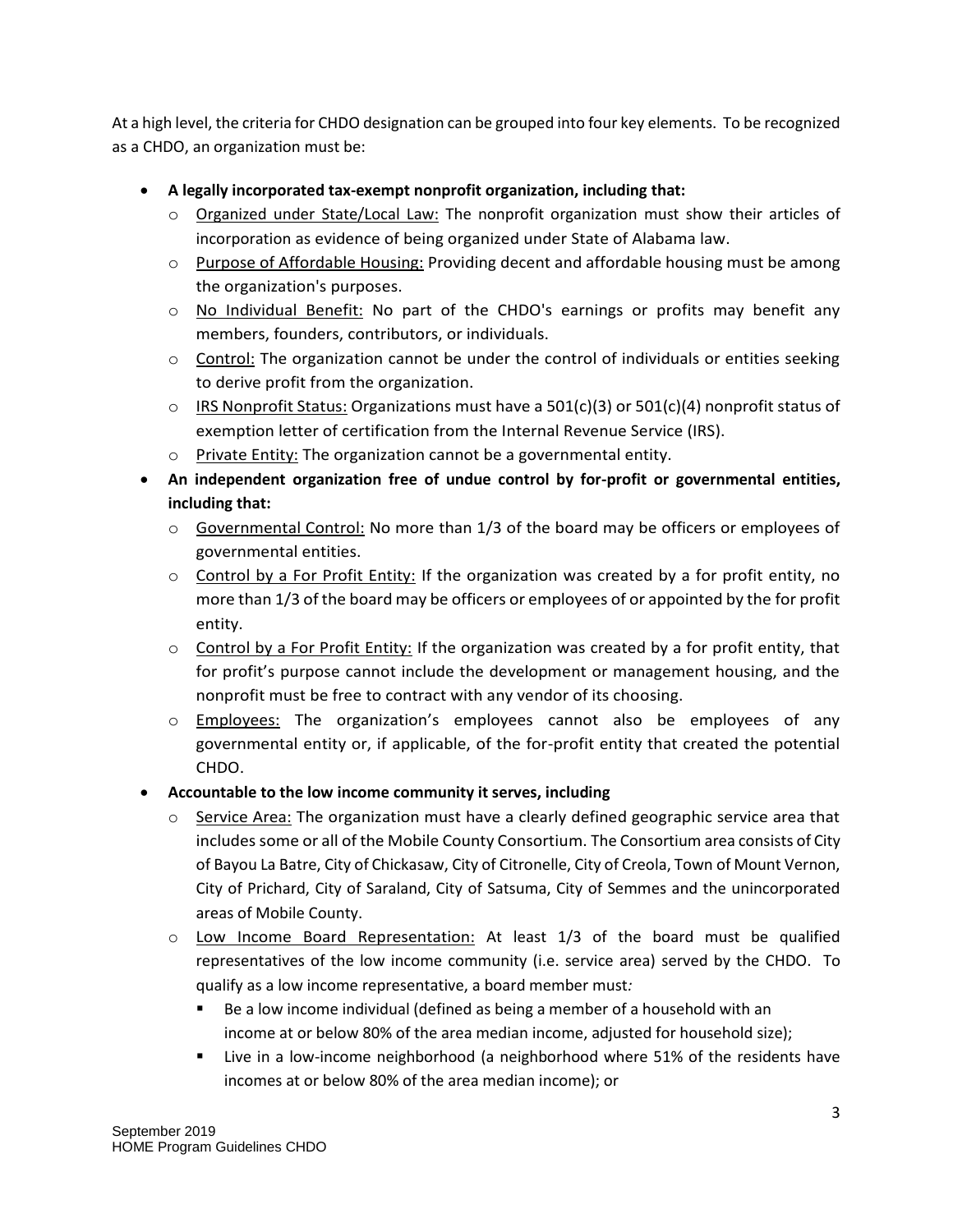At a high level, the criteria for CHDO designation can be grouped into four key elements. To be recognized as a CHDO, an organization must be:

- **A legally incorporated tax-exempt nonprofit organization, including that:**
  - Organized under State/Local Law: The nonprofit organization must show their articles of incorporation as evidence of being organized under State of Alabama law.
  - Purpose of Affordable Housing: Providing decent and affordable housing must be among the organization's purposes.
  - No Individual Benefit: No part of the CHDO's earnings or profits may benefit any members, founders, contributors, or individuals.
  - Control: The organization cannot be under the control of individuals or entities seeking to derive profit from the organization.
  - IRS Nonprofit Status: Organizations must have a 501(c)(3) or 501(c)(4) nonprofit status of exemption letter of certification from the Internal Revenue Service (IRS).
  - Private Entity: The organization cannot be a governmental entity.
- **An independent organization free of undue control by for-profit or governmental entities, including that:**
  - Governmental Control: No more than 1/3 of the board may be officers or employees of governmental entities.
  - Control by a For Profit Entity: If the organization was created by a for profit entity, no more than 1/3 of the board may be officers or employees of or appointed by the for profit entity.
  - Control by a For Profit Entity: If the organization was created by a for profit entity, that for profit's purpose cannot include the development or management housing, and the nonprofit must be free to contract with any vendor of its choosing.
  - Employees: The organization's employees cannot also be employees of any governmental entity or, if applicable, of the for-profit entity that created the potential CHDO.
- **Accountable to the low income community it serves, including**
  - Service Area: The organization must have a clearly defined geographic service area that includes some or all of the Mobile County Consortium. The Consortium area consists of City of Bayou La Batre, City of Chickasaw, City of Citronelle, City of Creola, Town of Mount Vernon, City of Prichard, City of Saraland, City of Satsuma, City of Semmes and the unincorporated areas of Mobile County.
  - Low Income Board Representation: At least 1/3 of the board must be qualified representatives of the low income community (i.e. service area) served by the CHDO. To qualify as a low income representative, a board member must*:*
    - Be a low income individual (defined as being a member of a household with an income at or below 80% of the area median income, adjusted for household size);
    - Live in a low-income neighborhood (a neighborhood where 51% of the residents have incomes at or below 80% of the area median income); or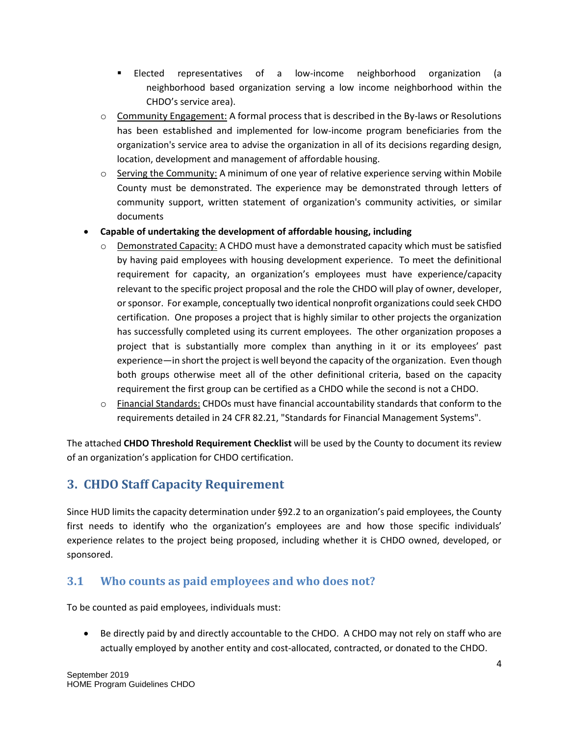- Elected representatives of a low-income neighborhood organization (a neighborhood based organization serving a low income neighborhood within the CHDO's service area).
    - <u>Community Engagement:</u> A formal process that is described in the By-laws or Resolutions has been established and implemented for low-income program beneficiaries from the organization's service area to advise the organization in all of its decisions regarding design, location, development and management of affordable housing.
    - <u>Serving the Community:</u> A minimum of one year of relative experience serving within Mobile County must be demonstrated. The experience may be demonstrated through letters of community support, written statement of organization's community activities, or similar documents
- **Capable of undertaking the development of affordable housing, including**
    - <u>Demonstrated Capacity:</u> A CHDO must have a demonstrated capacity which must be satisfied by having paid employees with housing development experience. To meet the definitional requirement for capacity, an organization's employees must have experience/capacity relevant to the specific project proposal and the role the CHDO will play of owner, developer, or sponsor. For example, conceptually two identical nonprofit organizations could seek CHDO certification. One proposes a project that is highly similar to other projects the organization has successfully completed using its current employees. The other organization proposes a project that is substantially more complex than anything in it or its employees' past experience—in short the project is well beyond the capacity of the organization. Even though both groups otherwise meet all of the other definitional criteria, based on the capacity requirement the first group can be certified as a CHDO while the second is not a CHDO.
    - <u>Financial Standards:</u> CHDOs must have financial accountability standards that conform to the requirements detailed in 24 CFR 82.21, "Standards for Financial Management Systems".

The attached **CHDO Threshold Requirement Checklist** will be used by the County to document its review of an organization's application for CHDO certification.

## 3. CHDO Staff Capacity Requirement

Since HUD limits the capacity determination under §92.2 to an organization's paid employees, the County first needs to identify who the organization's employees are and how those specific individuals' experience relates to the project being proposed, including whether it is CHDO owned, developed, or sponsored.

### 3.1 Who counts as paid employees and who does not?

To be counted as paid employees, individuals must:

- Be directly paid by and directly accountable to the CHDO. A CHDO may not rely on staff who are actually employed by another entity and cost-allocated, contracted, or donated to the CHDO.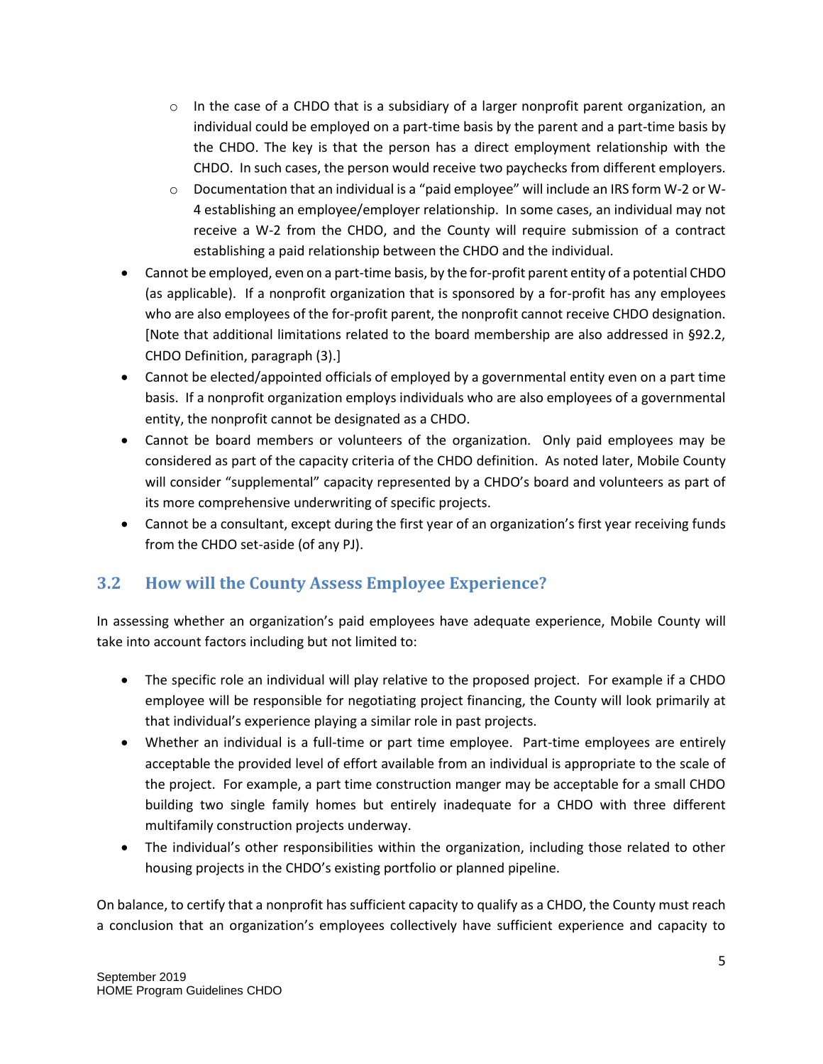- In the case of a CHDO that is a subsidiary of a larger nonprofit parent organization, an individual could be employed on a part-time basis by the parent and a part-time basis by the CHDO. The key is that the person has a direct employment relationship with the CHDO. In such cases, the person would receive two paychecks from different employers.
  - Documentation that an individual is a "paid employee" will include an IRS form W-2 or W-4 establishing an employee/employer relationship. In some cases, an individual may not receive a W-2 from the CHDO, and the County will require submission of a contract establishing a paid relationship between the CHDO and the individual.
- Cannot be employed, even on a part-time basis, by the for-profit parent entity of a potential CHDO (as applicable). If a nonprofit organization that is sponsored by a for-profit has any employees who are also employees of the for-profit parent, the nonprofit cannot receive CHDO designation. [Note that additional limitations related to the board membership are also addressed in §92.2, CHDO Definition, paragraph (3).]
- Cannot be elected/appointed officials of employed by a governmental entity even on a part time basis. If a nonprofit organization employs individuals who are also employees of a governmental entity, the nonprofit cannot be designated as a CHDO.
- Cannot be board members or volunteers of the organization. Only paid employees may be considered as part of the capacity criteria of the CHDO definition. As noted later, Mobile County will consider "supplemental" capacity represented by a CHDO's board and volunteers as part of its more comprehensive underwriting of specific projects.
- Cannot be a consultant, except during the first year of an organization's first year receiving funds from the CHDO set-aside (of any PJ).

## 3.2 How will the County Assess Employee Experience?

In assessing whether an organization's paid employees have adequate experience, Mobile County will take into account factors including but not limited to:

- The specific role an individual will play relative to the proposed project. For example if a CHDO employee will be responsible for negotiating project financing, the County will look primarily at that individual's experience playing a similar role in past projects.
- Whether an individual is a full-time or part time employee. Part-time employees are entirely acceptable the provided level of effort available from an individual is appropriate to the scale of the project. For example, a part time construction manger may be acceptable for a small CHDO building two single family homes but entirely inadequate for a CHDO with three different multifamily construction projects underway.
- The individual's other responsibilities within the organization, including those related to other housing projects in the CHDO's existing portfolio or planned pipeline.

On balance, to certify that a nonprofit has sufficient capacity to qualify as a CHDO, the County must reach a conclusion that an organization's employees collectively have sufficient experience and capacity to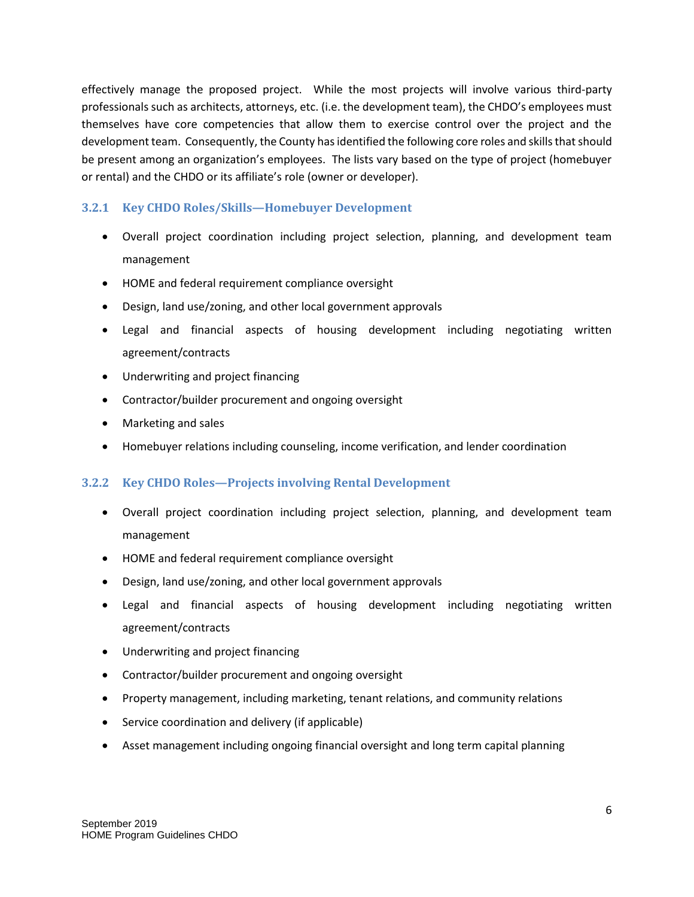effectively manage the proposed project. While the most projects will involve various third-party professionals such as architects, attorneys, etc. (i.e. the development team), the CHDO's employees must themselves have core competencies that allow them to exercise control over the project and the development team. Consequently, the County has identified the following core roles and skills that should be present among an organization's employees. The lists vary based on the type of project (homebuyer or rental) and the CHDO or its affiliate's role (owner or developer).

### 3.2.1 Key CHDO Roles/Skills—Homebuyer Development

- Overall project coordination including project selection, planning, and development team management
- HOME and federal requirement compliance oversight
- Design, land use/zoning, and other local government approvals
- Legal and financial aspects of housing development including negotiating written agreement/contracts
- Underwriting and project financing
- Contractor/builder procurement and ongoing oversight
- Marketing and sales
- Homebuyer relations including counseling, income verification, and lender coordination

### 3.2.2 Key CHDO Roles—Projects involving Rental Development

- Overall project coordination including project selection, planning, and development team management
- HOME and federal requirement compliance oversight
- Design, land use/zoning, and other local government approvals
- Legal and financial aspects of housing development including negotiating written agreement/contracts
- Underwriting and project financing
- Contractor/builder procurement and ongoing oversight
- Property management, including marketing, tenant relations, and community relations
- Service coordination and delivery (if applicable)
- Asset management including ongoing financial oversight and long term capital planning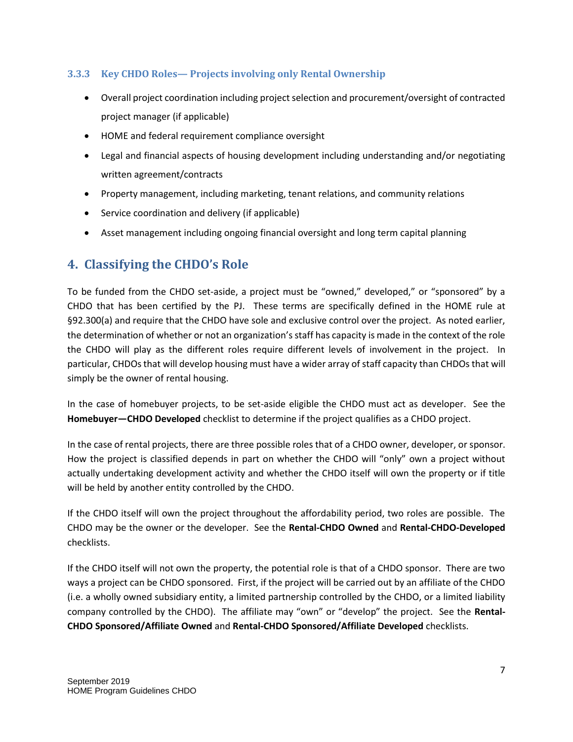### 3.3.3 Key CHDO Roles— Projects involving only Rental Ownership

- Overall project coordination including project selection and procurement/oversight of contracted project manager (if applicable)
- HOME and federal requirement compliance oversight
- Legal and financial aspects of housing development including understanding and/or negotiating written agreement/contracts
- Property management, including marketing, tenant relations, and community relations
- Service coordination and delivery (if applicable)
- Asset management including ongoing financial oversight and long term capital planning

## 4. Classifying the CHDO's Role

To be funded from the CHDO set-aside, a project must be "owned," developed," or "sponsored" by a CHDO that has been certified by the PJ. These terms are specifically defined in the HOME rule at §92.300(a) and require that the CHDO have sole and exclusive control over the project. As noted earlier, the determination of whether or not an organization's staff has capacity is made in the context of the role the CHDO will play as the different roles require different levels of involvement in the project. In particular, CHDOs that will develop housing must have a wider array of staff capacity than CHDOs that will simply be the owner of rental housing.

In the case of homebuyer projects, to be set-aside eligible the CHDO must act as developer. See the **Homebuyer—CHDO Developed** checklist to determine if the project qualifies as a CHDO project.

In the case of rental projects, there are three possible roles that of a CHDO owner, developer, or sponsor. How the project is classified depends in part on whether the CHDO will "only" own a project without actually undertaking development activity and whether the CHDO itself will own the property or if title will be held by another entity controlled by the CHDO.

If the CHDO itself will own the project throughout the affordability period, two roles are possible. The CHDO may be the owner or the developer. See the **Rental-CHDO Owned** and **Rental-CHDO-Developed** checklists.

If the CHDO itself will not own the property, the potential role is that of a CHDO sponsor. There are two ways a project can be CHDO sponsored. First, if the project will be carried out by an affiliate of the CHDO (i.e. a wholly owned subsidiary entity, a limited partnership controlled by the CHDO, or a limited liability company controlled by the CHDO). The affiliate may "own" or "develop" the project. See the **Rental-CHDO Sponsored/Affiliate Owned** and **Rental-CHDO Sponsored/Affiliate Developed** checklists.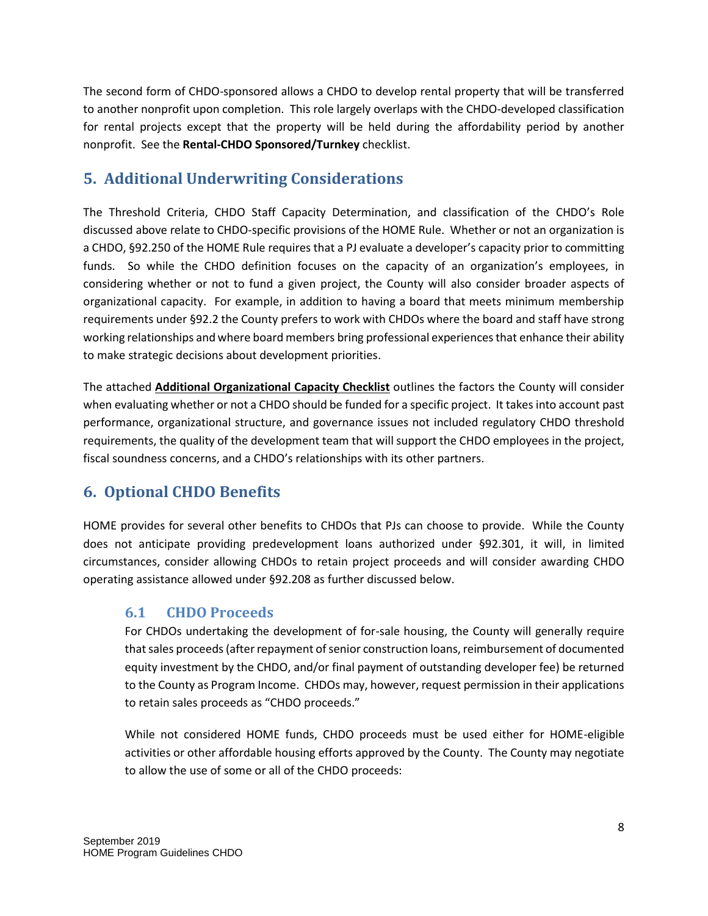The second form of CHDO-sponsored allows a CHDO to develop rental property that will be transferred to another nonprofit upon completion. This role largely overlaps with the CHDO-developed classification for rental projects except that the property will be held during the affordability period by another nonprofit. See the **Rental-CHDO Sponsored/Turnkey** checklist.

## 5. Additional Underwriting Considerations

The Threshold Criteria, CHDO Staff Capacity Determination, and classification of the CHDO's Role discussed above relate to CHDO-specific provisions of the HOME Rule. Whether or not an organization is a CHDO, §92.250 of the HOME Rule requires that a PJ evaluate a developer's capacity prior to committing funds. So while the CHDO definition focuses on the capacity of an organization's employees, in considering whether or not to fund a given project, the County will also consider broader aspects of organizational capacity. For example, in addition to having a board that meets minimum membership requirements under §92.2 the County prefers to work with CHDOs where the board and staff have strong working relationships and where board members bring professional experiences that enhance their ability to make strategic decisions about development priorities.

The attached **Additional Organizational Capacity Checklist** outlines the factors the County will consider when evaluating whether or not a CHDO should be funded for a specific project. It takes into account past performance, organizational structure, and governance issues not included regulatory CHDO threshold requirements, the quality of the development team that will support the CHDO employees in the project, fiscal soundness concerns, and a CHDO's relationships with its other partners.

## 6. Optional CHDO Benefits

HOME provides for several other benefits to CHDOs that PJs can choose to provide. While the County does not anticipate providing predevelopment loans authorized under §92.301, it will, in limited circumstances, consider allowing CHDOs to retain project proceeds and will consider awarding CHDO operating assistance allowed under §92.208 as further discussed below.

### 6.1 CHDO Proceeds

For CHDOs undertaking the development of for-sale housing, the County will generally require that sales proceeds (after repayment of senior construction loans, reimbursement of documented equity investment by the CHDO, and/or final payment of outstanding developer fee) be returned to the County as Program Income. CHDOs may, however, request permission in their applications to retain sales proceeds as "CHDO proceeds."

While not considered HOME funds, CHDO proceeds must be used either for HOME-eligible activities or other affordable housing efforts approved by the County. The County may negotiate to allow the use of some or all of the CHDO proceeds: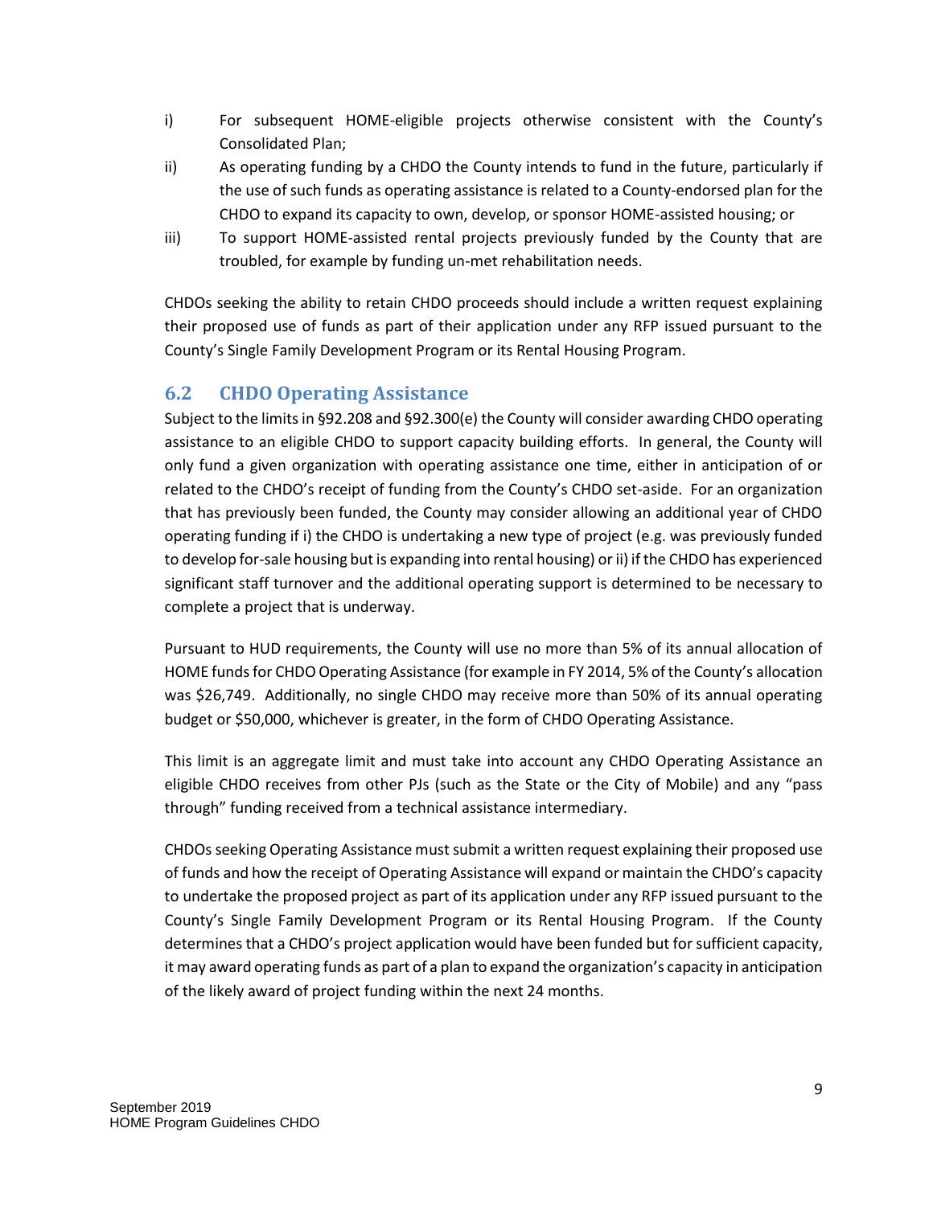i) For subsequent HOME-eligible projects otherwise consistent with the County's Consolidated Plan;

ii) As operating funding by a CHDO the County intends to fund in the future, particularly if the use of such funds as operating assistance is related to a County-endorsed plan for the CHDO to expand its capacity to own, develop, or sponsor HOME-assisted housing; or

iii) To support HOME-assisted rental projects previously funded by the County that are troubled, for example by funding un-met rehabilitation needs.

CHDOs seeking the ability to retain CHDO proceeds should include a written request explaining their proposed use of funds as part of their application under any RFP issued pursuant to the County's Single Family Development Program or its Rental Housing Program.

## 6.2 CHDO Operating Assistance

Subject to the limits in §92.208 and §92.300(e) the County will consider awarding CHDO operating assistance to an eligible CHDO to support capacity building efforts. In general, the County will only fund a given organization with operating assistance one time, either in anticipation of or related to the CHDO's receipt of funding from the County's CHDO set-aside. For an organization that has previously been funded, the County may consider allowing an additional year of CHDO operating funding if i) the CHDO is undertaking a new type of project (e.g. was previously funded to develop for-sale housing but is expanding into rental housing) or ii) if the CHDO has experienced significant staff turnover and the additional operating support is determined to be necessary to complete a project that is underway.

Pursuant to HUD requirements, the County will use no more than 5% of its annual allocation of HOME funds for CHDO Operating Assistance (for example in FY 2014, 5% of the County's allocation was $26,749. Additionally, no single CHDO may receive more than 50% of its annual operating budget or $50,000, whichever is greater, in the form of CHDO Operating Assistance.

This limit is an aggregate limit and must take into account any CHDO Operating Assistance an eligible CHDO receives from other PJs (such as the State or the City of Mobile) and any "pass through" funding received from a technical assistance intermediary.

CHDOs seeking Operating Assistance must submit a written request explaining their proposed use of funds and how the receipt of Operating Assistance will expand or maintain the CHDO's capacity to undertake the proposed project as part of its application under any RFP issued pursuant to the County's Single Family Development Program or its Rental Housing Program. If the County determines that a CHDO's project application would have been funded but for sufficient capacity, it may award operating funds as part of a plan to expand the organization's capacity in anticipation of the likely award of project funding within the next 24 months.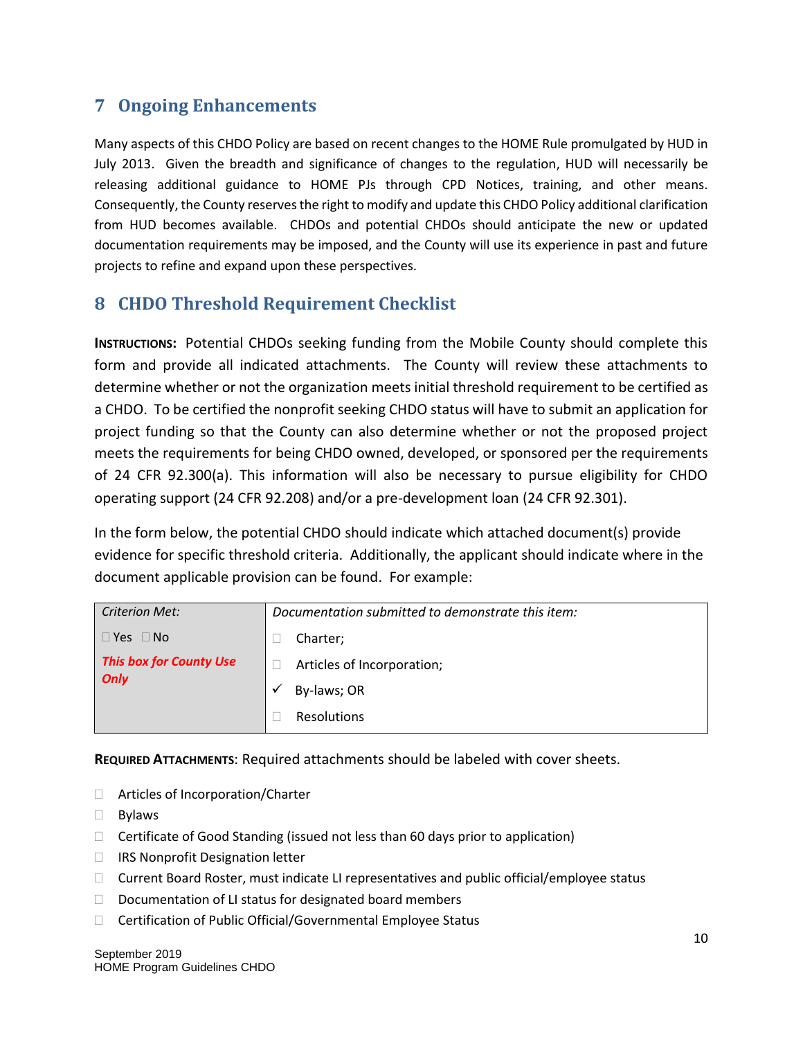## 7 Ongoing Enhancements

Many aspects of this CHDO Policy are based on recent changes to the HOME Rule promulgated by HUD in July 2013. Given the breadth and significance of changes to the regulation, HUD will necessarily be releasing additional guidance to HOME PJs through CPD Notices, training, and other means. Consequently, the County reserves the right to modify and update this CHDO Policy additional clarification from HUD becomes available. CHDOs and potential CHDOs should anticipate the new or updated documentation requirements may be imposed, and the County will use its experience in past and future projects to refine and expand upon these perspectives.

## 8 CHDO Threshold Requirement Checklist

**INSTRUCTIONS:** Potential CHDOs seeking funding from the Mobile County should complete this form and provide all indicated attachments. The County will review these attachments to determine whether or not the organization meets initial threshold requirement to be certified as a CHDO. To be certified the nonprofit seeking CHDO status will have to submit an application for project funding so that the County can also determine whether or not the proposed project meets the requirements for being CHDO owned, developed, or sponsored per the requirements of 24 CFR 92.300(a). This information will also be necessary to pursue eligibility for CHDO operating support (24 CFR 92.208) and/or a pre-development loan (24 CFR 92.301).

In the form below, the potential CHDO should indicate which attached document(s) provide evidence for specific threshold criteria. Additionally, the applicant should indicate where in the document applicable provision can be found. For example:

| *Criterion Met:* | *Documentation submitted to demonstrate this item:* |
|---|---|
| ☐ Yes ☐ No | ☐ Charter; |
| ***This box for County Use Only*** | ☐ Articles of Incorporation; |
| | ✓ By-laws; OR |
| | ☐ Resolutions |

**REQUIRED ATTACHMENTS**: Required attachments should be labeled with cover sheets.

- ☐ Articles of Incorporation/Charter
- ☐ Bylaws
- ☐ Certificate of Good Standing (issued not less than 60 days prior to application)
- ☐ IRS Nonprofit Designation letter
- ☐ Current Board Roster, must indicate LI representatives and public official/employee status
- ☐ Documentation of LI status for designated board members
- ☐ Certification of Public Official/Governmental Employee Status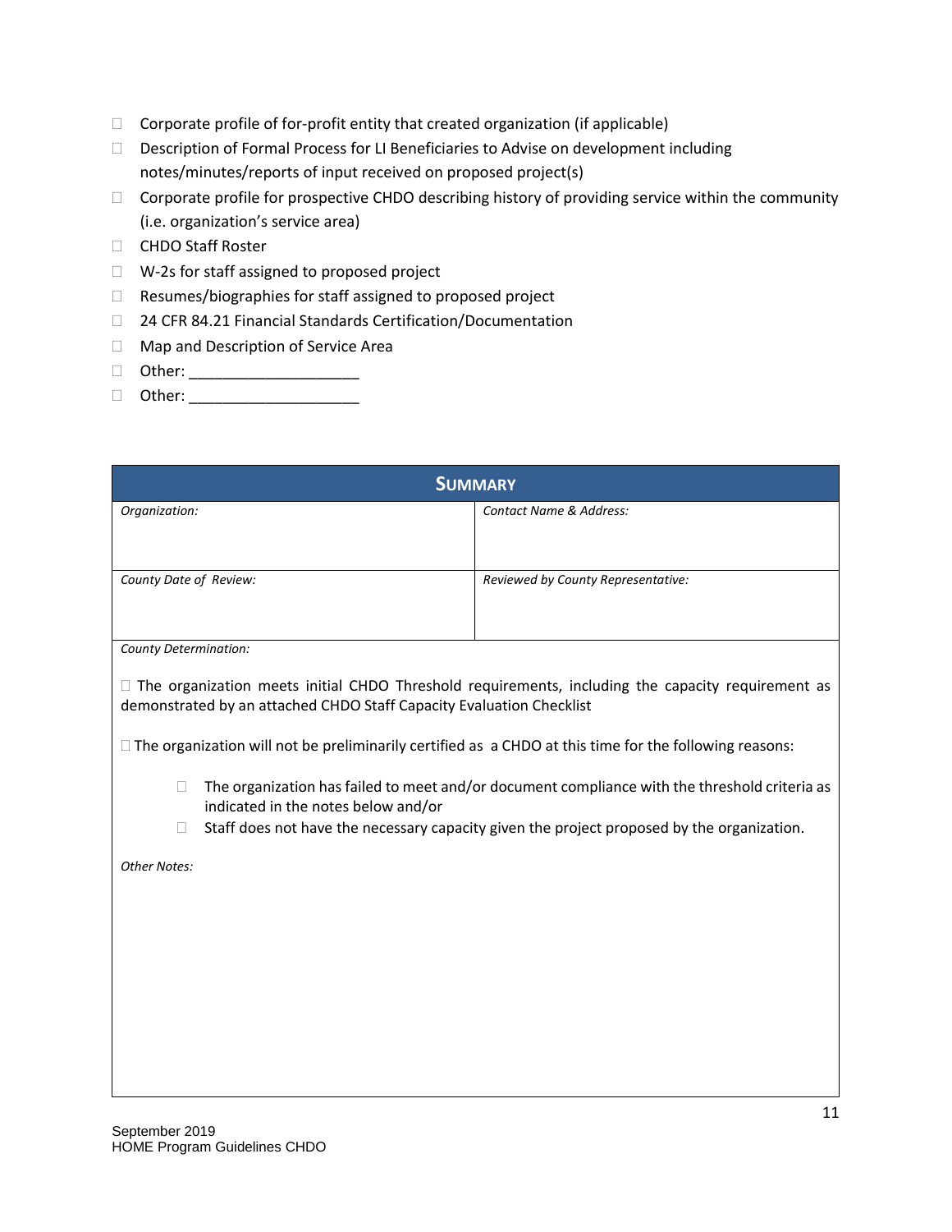- ☐ Corporate profile of for-profit entity that created organization (if applicable)
- ☐ Description of Formal Process for LI Beneficiaries to Advise on development including notes/minutes/reports of input received on proposed project(s)
- ☐ Corporate profile for prospective CHDO describing history of providing service within the community (i.e. organization's service area)
- ☐ CHDO Staff Roster
- ☐ W-2s for staff assigned to proposed project
- ☐ Resumes/biographies for staff assigned to proposed project
- ☐ 24 CFR 84.21 Financial Standards Certification/Documentation
- ☐ Map and Description of Service Area
- ☐ Other: ____________________
- ☐ Other: ____________________

| **SUMMARY** | |
|---|---|
| *Organization:* | *Contact Name & Address:* |
| *County Date of Review:* | *Reviewed by County Representative:* |

*County Determination:*

☐ The organization meets initial CHDO Threshold requirements, including the capacity requirement as demonstrated by an attached CHDO Staff Capacity Evaluation Checklist

☐ The organization will not be preliminarily certified as a CHDO at this time for the following reasons:

- ☐ The organization has failed to meet and/or document compliance with the threshold criteria as indicated in the notes below and/or
- ☐ Staff does not have the necessary capacity given the project proposed by the organization.

*Other Notes:*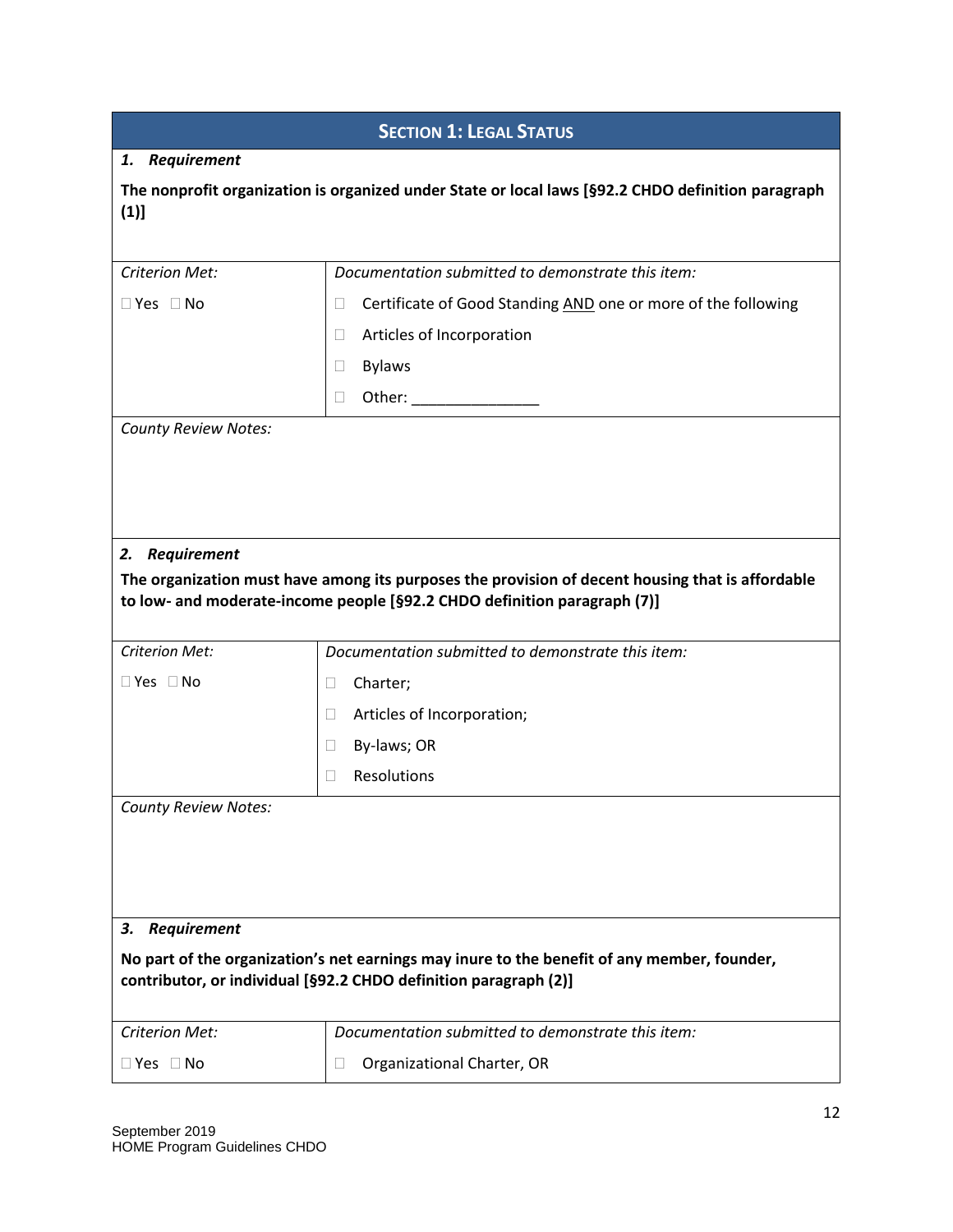## SECTION 1: LEGAL STATUS

***1. Requirement***

**The nonprofit organization is organized under State or local laws [§92.2 CHDO definition paragraph (1)]**

| *Criterion Met:* | *Documentation submitted to demonstrate this item:* |
|---|---|
| ☐ Yes ☐ No | ☐ Certificate of Good Standing <u>AND</u> one or more of the following<br>☐ Articles of Incorporation<br>☐ Bylaws<br>☐ Other: _______________ |

*County Review Notes:*

***2. Requirement***

**The organization must have among its purposes the provision of decent housing that is affordable to low- and moderate-income people [§92.2 CHDO definition paragraph (7)]**

| *Criterion Met:* | *Documentation submitted to demonstrate this item:* |
|---|---|
| ☐ Yes ☐ No | ☐ Charter;<br>☐ Articles of Incorporation;<br>☐ By-laws; OR<br>☐ Resolutions |

*County Review Notes:*

***3. Requirement***

**No part of the organization's net earnings may inure to the benefit of any member, founder, contributor, or individual [§92.2 CHDO definition paragraph (2)]**

| *Criterion Met:* | *Documentation submitted to demonstrate this item:* |
|---|---|
| ☐ Yes ☐ No | ☐ Organizational Charter, OR |

September 2019
HOME Program Guidelines CHDO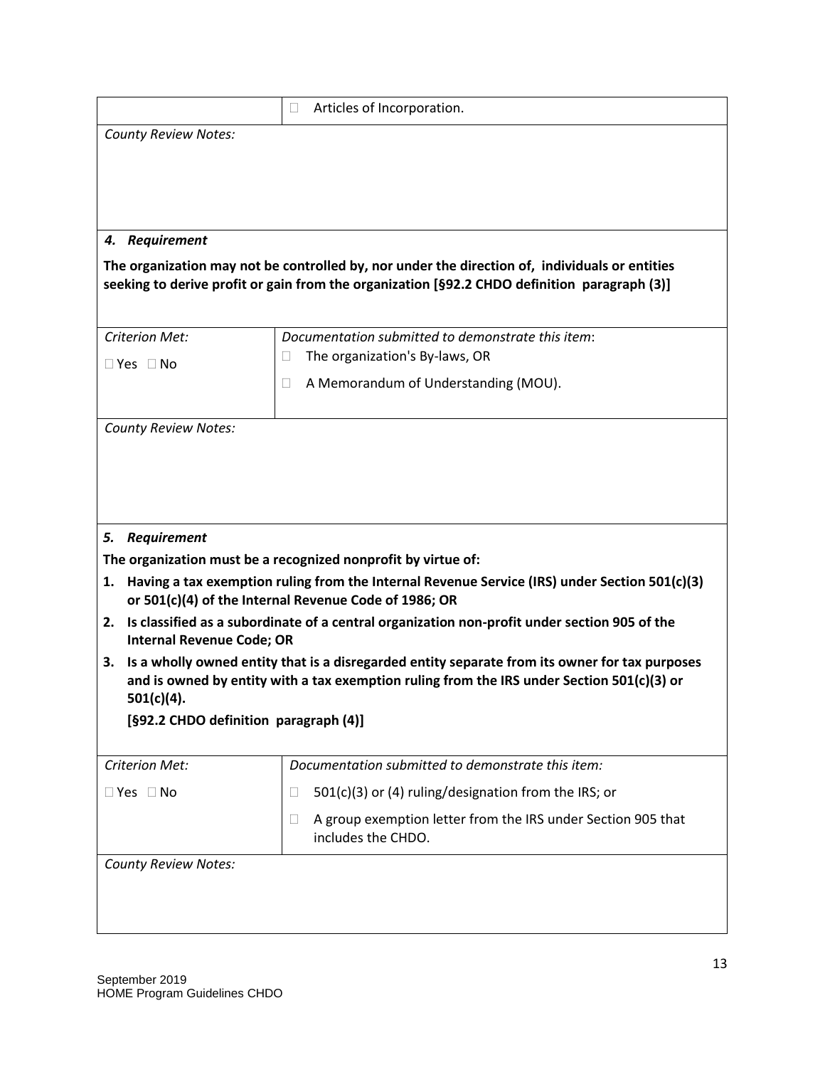| | ☐ Articles of Incorporation. |
|---|---|

*County Review Notes:*

***4. Requirement***

**The organization may not be controlled by, nor under the direction of, individuals or entities seeking to derive profit or gain from the organization [§92.2 CHDO definition paragraph (3)]**

| *Criterion Met:* | *Documentation submitted to demonstrate this item*: |
|---|---|
| ☐ Yes ☐ No | ☐ The organization's By-laws, OR<br>☐ A Memorandum of Understanding (MOU). |

*County Review Notes:*

***5. Requirement***

**The organization must be a recognized nonprofit by virtue of:**

1. **Having a tax exemption ruling from the Internal Revenue Service (IRS) under Section 501(c)(3) or 501(c)(4) of the Internal Revenue Code of 1986; OR**
2. **Is classified as a subordinate of a central organization non-profit under section 905 of the Internal Revenue Code; OR**
3. **Is a wholly owned entity that is a disregarded entity separate from its owner for tax purposes and is owned by entity with a tax exemption ruling from the IRS under Section 501(c)(3) or 501(c)(4).**

   **[§92.2 CHDO definition paragraph (4)]**

| *Criterion Met:* | *Documentation submitted to demonstrate this item:* |
|---|---|
| ☐ Yes ☐ No | ☐ 501(c)(3) or (4) ruling/designation from the IRS; or<br>☐ A group exemption letter from the IRS under Section 905 that includes the CHDO. |

*County Review Notes:*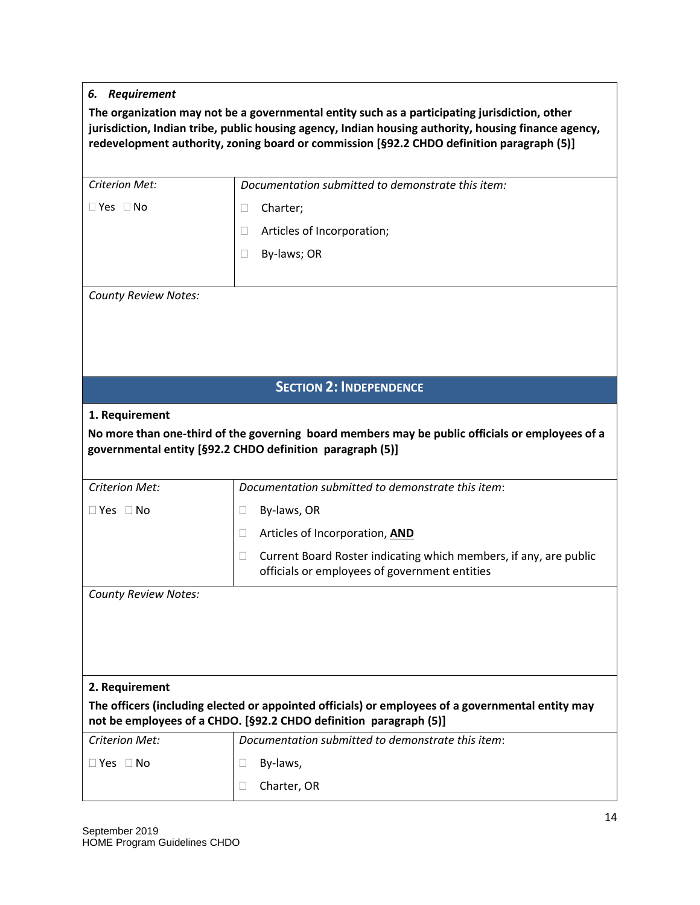***6. Requirement***

**The organization may not be a governmental entity such as a participating jurisdiction, other jurisdiction, Indian tribe, public housing agency, Indian housing authority, housing finance agency, redevelopment authority, zoning board or commission [§92.2 CHDO definition paragraph (5)]**

| *Criterion Met:* | *Documentation submitted to demonstrate this item:* |
|---|---|
| ☐ Yes ☐ No | ☐ Charter;<br>☐ Articles of Incorporation;<br>☐ By-laws; OR |

*County Review Notes:*

## SECTION 2: INDEPENDENCE

**1. Requirement**

**No more than one-third of the governing board members may be public officials or employees of a governmental entity [§92.2 CHDO definition paragraph (5)]**

| *Criterion Met:* | *Documentation submitted to demonstrate this item*: |
|---|---|
| ☐ Yes ☐ No | ☐ By-laws, OR<br>☐ Articles of Incorporation, **AND**<br>☐ Current Board Roster indicating which members, if any, are public officials or employees of government entities |

*County Review Notes:*

**2. Requirement**

**The officers (including elected or appointed officials) or employees of a governmental entity may not be employees of a CHDO. [§92.2 CHDO definition paragraph (5)]**

| *Criterion Met:* | *Documentation submitted to demonstrate this item*: |
|---|---|
| ☐ Yes ☐ No | ☐ By-laws,<br>☐ Charter, OR |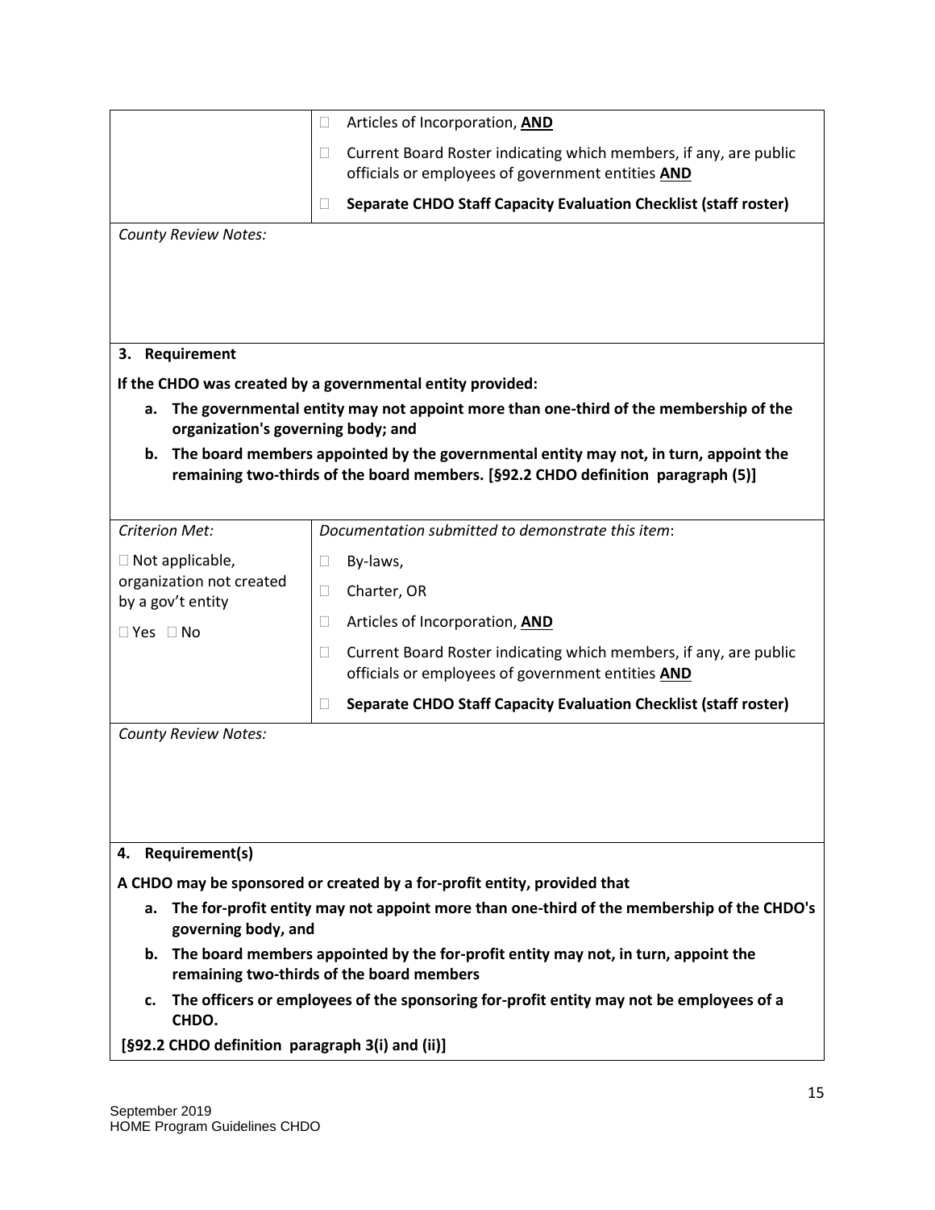| | |
|---|---|
| | ☐ Articles of Incorporation, **AND** |
| | ☐ Current Board Roster indicating which members, if any, are public officials or employees of government entities **AND** |
| | ☐ **Separate CHDO Staff Capacity Evaluation Checklist (staff roster)** |

*County Review Notes:*

**3. Requirement**

**If the CHDO was created by a governmental entity provided:**

- **a. The governmental entity may not appoint more than one-third of the membership of the organization's governing body; and**
- **b. The board members appointed by the governmental entity may not, in turn, appoint the remaining two-thirds of the board members. [§92.2 CHDO definition paragraph (5)]**

| *Criterion Met:* | *Documentation submitted to demonstrate this item*: |
|---|---|
| ☐ Not applicable, organization not created by a gov't entity | ☐ By-laws, |
| ☐ Yes ☐ No | ☐ Charter, OR |
| | ☐ Articles of Incorporation, **AND** |
| | ☐ Current Board Roster indicating which members, if any, are public officials or employees of government entities **AND** |
| | ☐ **Separate CHDO Staff Capacity Evaluation Checklist (staff roster)** |

*County Review Notes:*

**4. Requirement(s)**

**A CHDO may be sponsored or created by a for-profit entity, provided that**

- **a. The for-profit entity may not appoint more than one-third of the membership of the CHDO's governing body, and**
- **b. The board members appointed by the for-profit entity may not, in turn, appoint the remaining two-thirds of the board members**
- **c. The officers or employees of the sponsoring for-profit entity may not be employees of a CHDO.**

**[§92.2 CHDO definition paragraph 3(i) and (ii)]**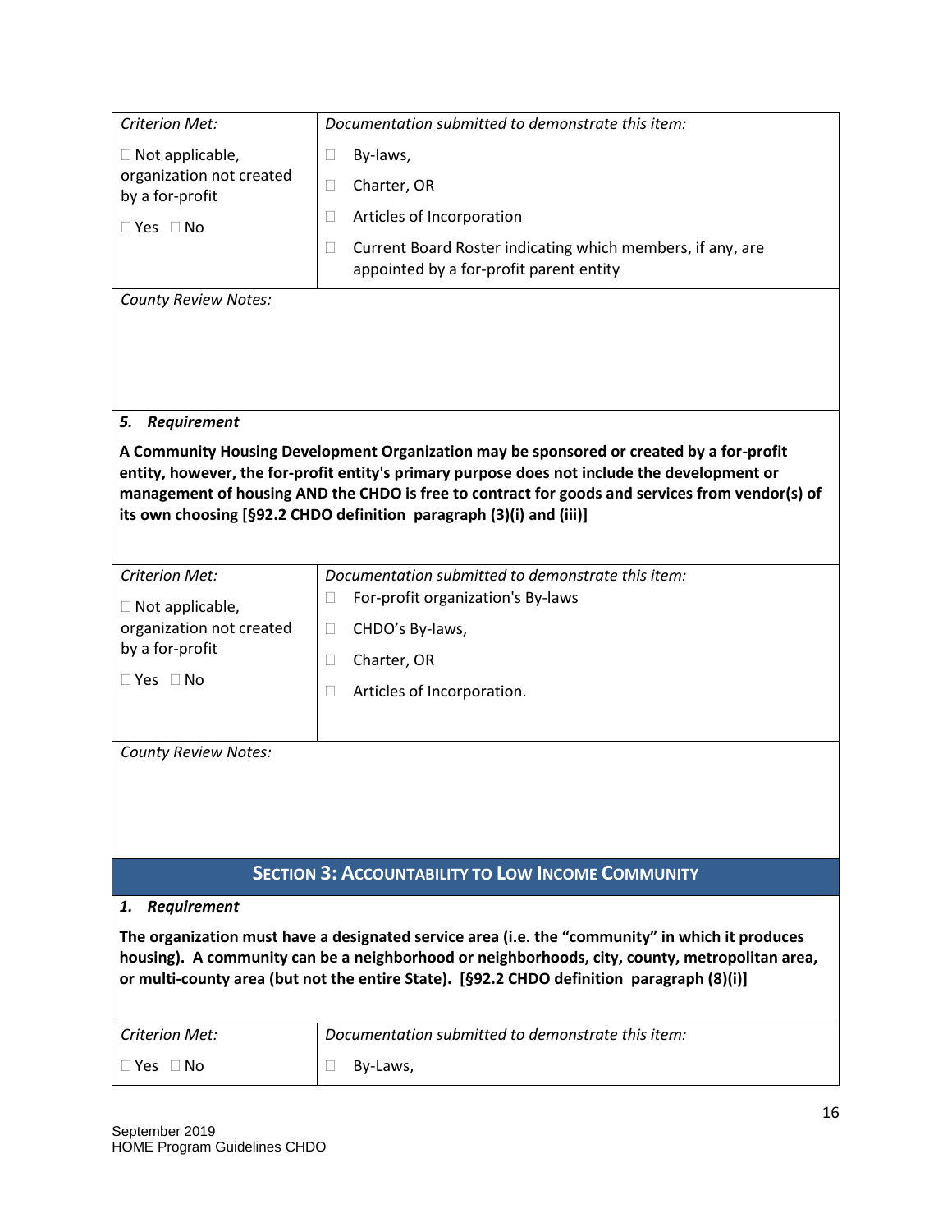| Criterion Met: | Documentation submitted to demonstrate this item: |
|---|---|
| ☐ Not applicable, organization not created by a for-profit<br>☐ Yes ☐ No | ☐ By-laws,<br>☐ Charter, OR<br>☐ Articles of Incorporation<br>☐ Current Board Roster indicating which members, if any, are appointed by a for-profit parent entity |

*County Review Notes:*

***5. Requirement***

**A Community Housing Development Organization may be sponsored or created by a for-profit entity, however, the for-profit entity's primary purpose does not include the development or management of housing AND the CHDO is free to contract for goods and services from vendor(s) of its own choosing [§92.2 CHDO definition paragraph (3)(i) and (iii)]**

| Criterion Met: | Documentation submitted to demonstrate this item: |
|---|---|
| ☐ Not applicable, organization not created by a for-profit<br>☐ Yes ☐ No | ☐ For-profit organization's By-laws<br>☐ CHDO's By-laws,<br>☐ Charter, OR<br>☐ Articles of Incorporation. |

*County Review Notes:*

## SECTION 3: ACCOUNTABILITY TO LOW INCOME COMMUNITY

***1. Requirement***

**The organization must have a designated service area (i.e. the "community" in which it produces housing). A community can be a neighborhood or neighborhoods, city, county, metropolitan area, or multi-county area (but not the entire State). [§92.2 CHDO definition paragraph (8)(i)]**

| Criterion Met: | Documentation submitted to demonstrate this item: |
|---|---|
| ☐ Yes ☐ No | ☐ By-Laws, |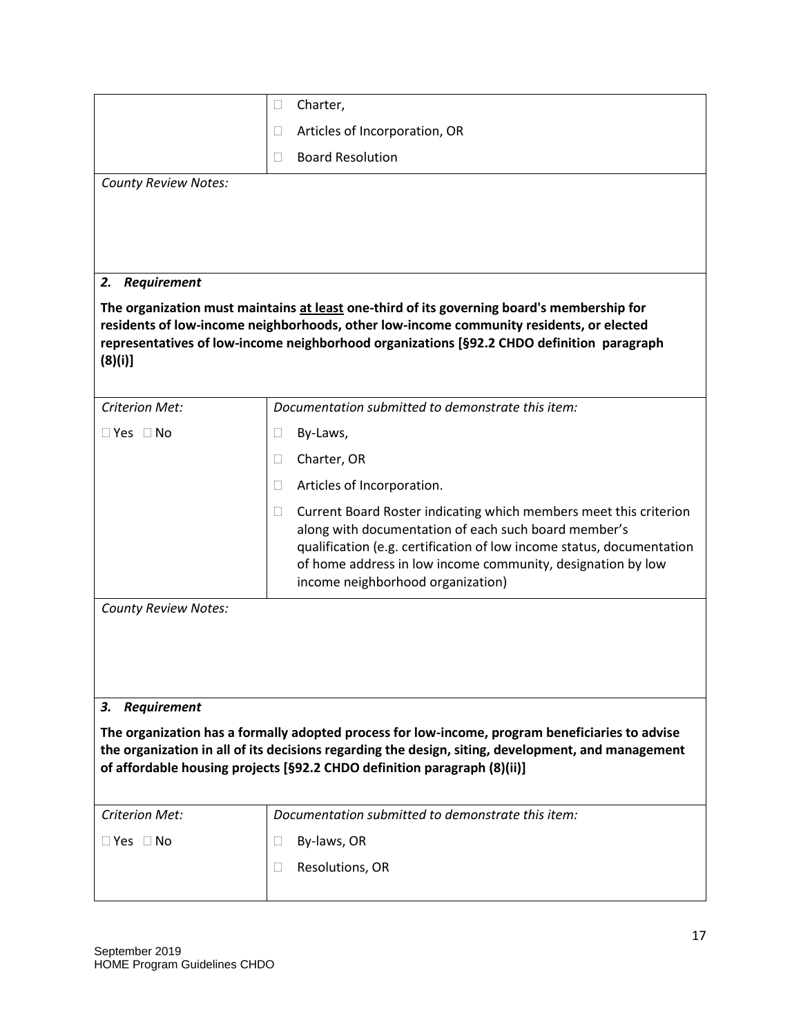| | ☐ Charter, |
|---|---|
| | ☐ Articles of Incorporation, OR |
| | ☐ Board Resolution |

*County Review Notes:*

***2. Requirement***

**The organization must maintains <u>at least</u> one-third of its governing board's membership for residents of low-income neighborhoods, other low-income community residents, or elected representatives of low-income neighborhood organizations [§92.2 CHDO definition paragraph (8)(i)]**

| *Criterion Met:* | *Documentation submitted to demonstrate this item:* |
|---|---|
| ☐ Yes ☐ No | ☐ By-Laws, |
| | ☐ Charter, OR |
| | ☐ Articles of Incorporation. |
| | ☐ Current Board Roster indicating which members meet this criterion along with documentation of each such board member's qualification (e.g. certification of low income status, documentation of home address in low income community, designation by low income neighborhood organization) |

*County Review Notes:*

***3. Requirement***

**The organization has a formally adopted process for low-income, program beneficiaries to advise the organization in all of its decisions regarding the design, siting, development, and management of affordable housing projects [§92.2 CHDO definition paragraph (8)(ii)]**

| *Criterion Met:* | *Documentation submitted to demonstrate this item:* |
|---|---|
| ☐ Yes ☐ No | ☐ By-laws, OR |
| | ☐ Resolutions, OR |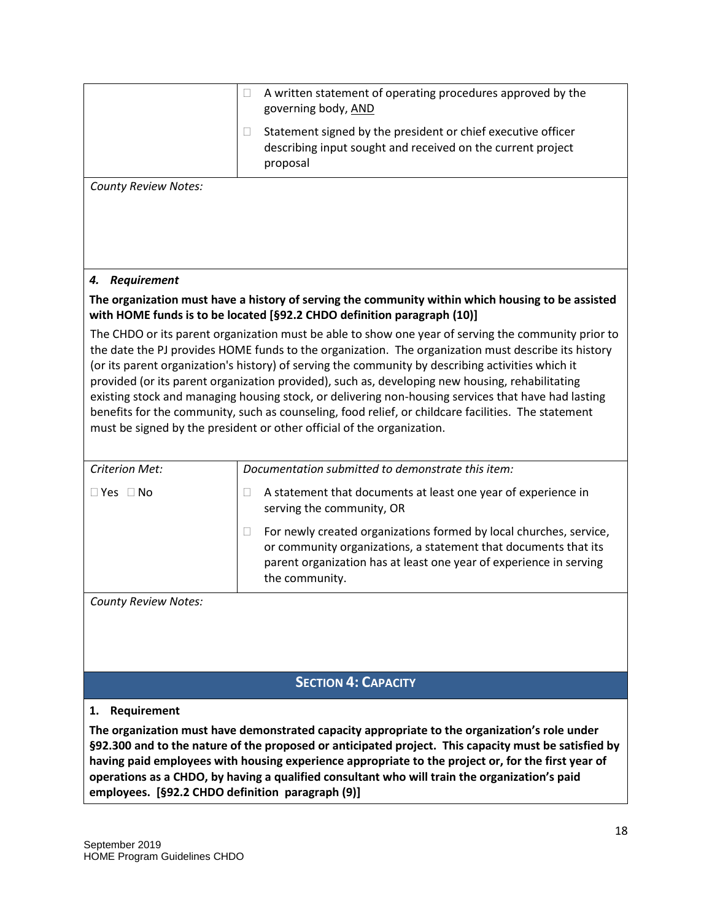| | |
|---|---|
| | ☐ A written statement of operating procedures approved by the governing body, AND<br>☐ Statement signed by the president or chief executive officer describing input sought and received on the current project proposal |

*County Review Notes:*

***4. Requirement***

**The organization must have a history of serving the community within which housing to be assisted with HOME funds is to be located [§92.2 CHDO definition paragraph (10)]**

The CHDO or its parent organization must be able to show one year of serving the community prior to the date the PJ provides HOME funds to the organization. The organization must describe its history (or its parent organization's history) of serving the community by describing activities which it provided (or its parent organization provided), such as, developing new housing, rehabilitating existing stock and managing housing stock, or delivering non-housing services that have had lasting benefits for the community, such as counseling, food relief, or childcare facilities. The statement must be signed by the president or other official of the organization.

| *Criterion Met:* | *Documentation submitted to demonstrate this item:* |
|---|---|
| ☐ Yes ☐ No | ☐ A statement that documents at least one year of experience in serving the community, OR<br>☐ For newly created organizations formed by local churches, service, or community organizations, a statement that documents that its parent organization has at least one year of experience in serving the community. |

*County Review Notes:*

## SECTION 4: CAPACITY

**1. Requirement**

**The organization must have demonstrated capacity appropriate to the organization's role under §92.300 and to the nature of the proposed or anticipated project. This capacity must be satisfied by having paid employees with housing experience appropriate to the project or, for the first year of operations as a CHDO, by having a qualified consultant who will train the organization's paid employees. [§92.2 CHDO definition paragraph (9)]**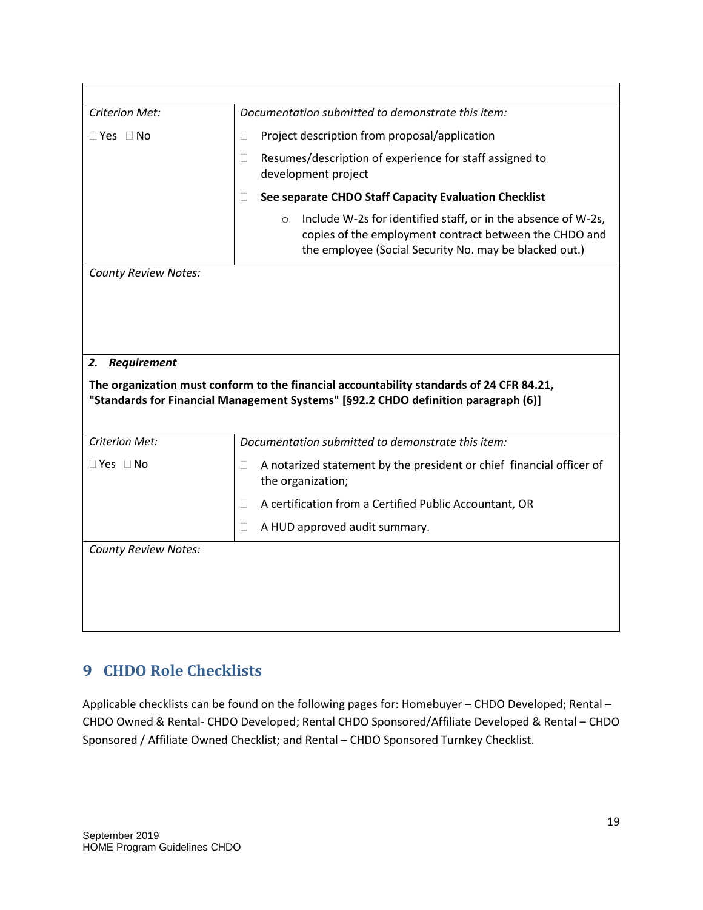| | |
|---|---|
| *Criterion Met:* | *Documentation submitted to demonstrate this item:* |
| ☐ Yes ☐ No | ☐ Project description from proposal/application<br>☐ Resumes/description of experience for staff assigned to development project<br>☐ **See separate CHDO Staff Capacity Evaluation Checklist**<br>○ Include W-2s for identified staff, or in the absence of W-2s, copies of the employment contract between the CHDO and the employee (Social Security No. may be blacked out.) |
| *County Review Notes:* | |

***2. Requirement***

**The organization must conform to the financial accountability standards of 24 CFR 84.21, "Standards for Financial Management Systems" [§92.2 CHDO definition paragraph (6)]**

| | |
|---|---|
| *Criterion Met:* | *Documentation submitted to demonstrate this item:* |
| ☐ Yes ☐ No | ☐ A notarized statement by the president or chief financial officer of the organization;<br>☐ A certification from a Certified Public Accountant, OR<br>☐ A HUD approved audit summary. |
| *County Review Notes:* | |

# 9 CHDO Role Checklists

Applicable checklists can be found on the following pages for: Homebuyer – CHDO Developed; Rental – CHDO Owned & Rental- CHDO Developed; Rental CHDO Sponsored/Affiliate Developed & Rental – CHDO Sponsored / Affiliate Owned Checklist; and Rental – CHDO Sponsored Turnkey Checklist.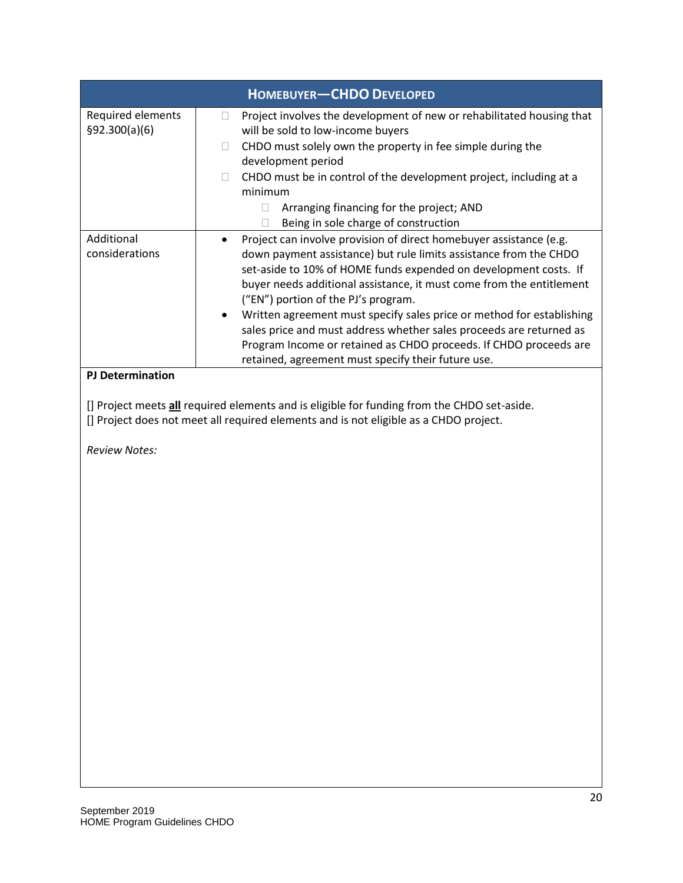| **HOMEBUYER—CHDO DEVELOPED** | |
| --- | --- |
| Required elements §92.300(a)(6) | ☐ Project involves the development of new or rehabilitated housing that will be sold to low-income buyers<br>☐ CHDO must solely own the property in fee simple during the development period<br>☐ CHDO must be in control of the development project, including at a minimum<br>&nbsp;&nbsp;&nbsp;&nbsp;☐ Arranging financing for the project; AND<br>&nbsp;&nbsp;&nbsp;&nbsp;☐ Being in sole charge of construction |
| Additional considerations | • Project can involve provision of direct homebuyer assistance (e.g. down payment assistance) but rule limits assistance from the CHDO set-aside to 10% of HOME funds expended on development costs. If buyer needs additional assistance, it must come from the entitlement ("EN") portion of the PJ's program.<br>• Written agreement must specify sales price or method for establishing sales price and must address whether sales proceeds are returned as Program Income or retained as CHDO proceeds. If CHDO proceeds are retained, agreement must specify their future use. |

**PJ Determination**

[] Project meets **all** required elements and is eligible for funding from the CHDO set-aside.
[] Project does not meet all required elements and is not eligible as a CHDO project.

*Review Notes:*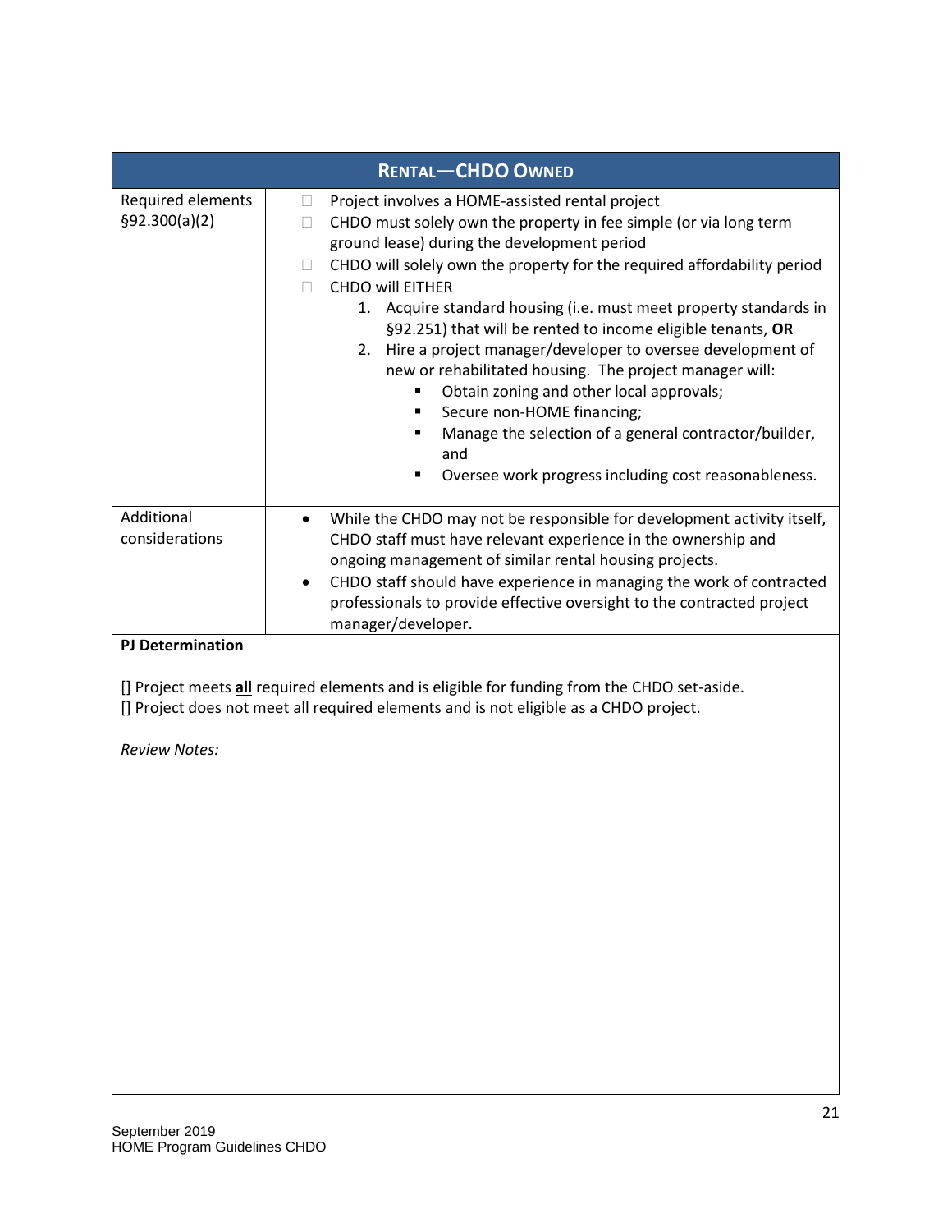| **RENTAL—CHDO OWNED** | |
|---|---|
| Required elements §92.300(a)(2) | ☐ Project involves a HOME-assisted rental project<br>☐ CHDO must solely own the property in fee simple (or via long term ground lease) during the development period<br>☐ CHDO will solely own the property for the required affordability period<br>☐ CHDO will EITHER<br>1. Acquire standard housing (i.e. must meet property standards in §92.251) that will be rented to income eligible tenants, **OR**<br>2. Hire a project manager/developer to oversee development of new or rehabilitated housing. The project manager will:<br>▪ Obtain zoning and other local approvals;<br>▪ Secure non-HOME financing;<br>▪ Manage the selection of a general contractor/builder, and<br>▪ Oversee work progress including cost reasonableness. |
| Additional considerations | • While the CHDO may not be responsible for development activity itself, CHDO staff must have relevant experience in the ownership and ongoing management of similar rental housing projects.<br>• CHDO staff should have experience in managing the work of contracted professionals to provide effective oversight to the contracted project manager/developer. |

**PJ Determination**

[] Project meets **all** required elements and is eligible for funding from the CHDO set-aside.
[] Project does not meet all required elements and is not eligible as a CHDO project.

*Review Notes:*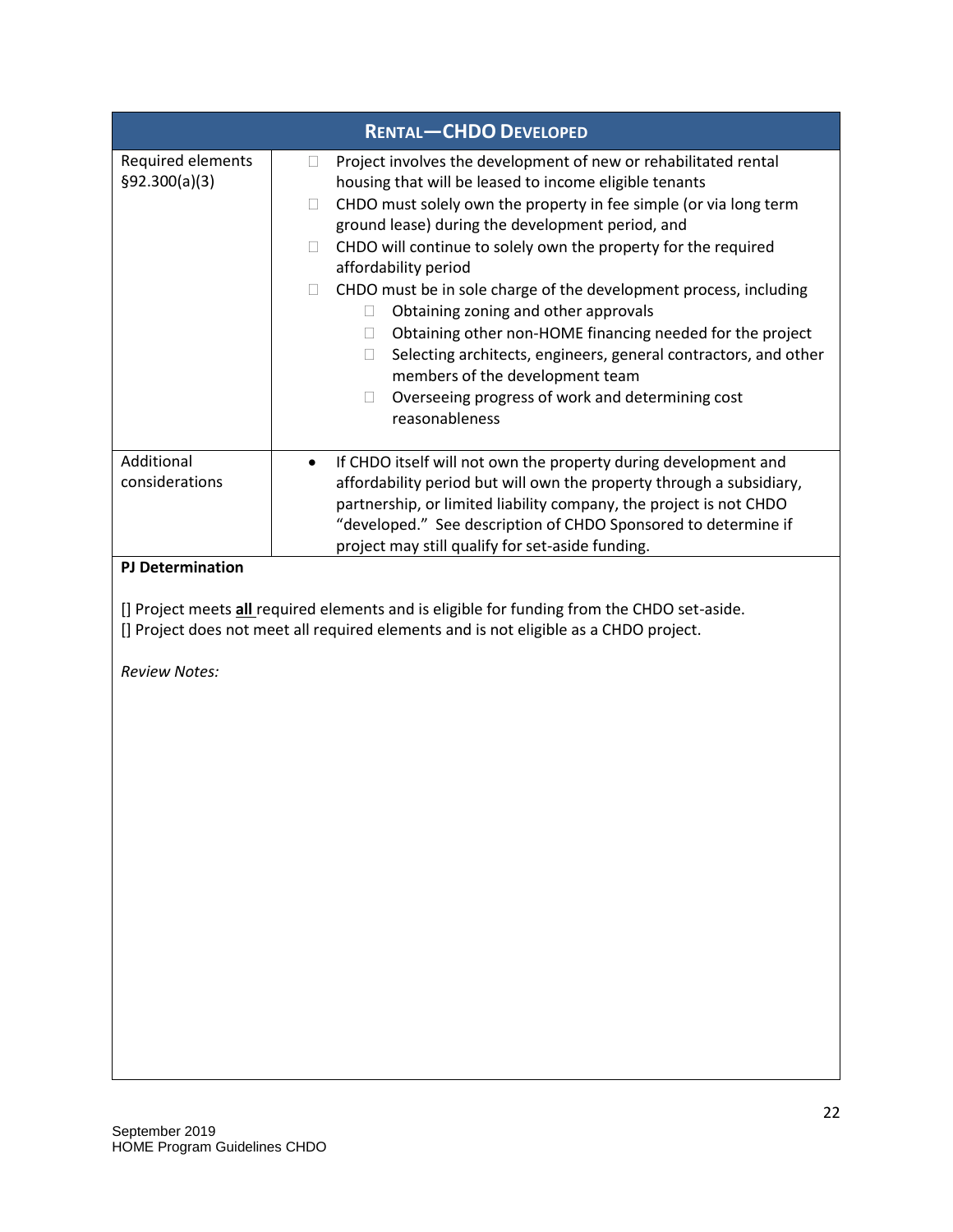| RENTAL—CHDO DEVELOPED | |
|---|---|
| Required elements §92.300(a)(3) | ☐ Project involves the development of new or rehabilitated rental housing that will be leased to income eligible tenants<br>☐ CHDO must solely own the property in fee simple (or via long term ground lease) during the development period, and<br>☐ CHDO will continue to solely own the property for the required affordability period<br>☐ CHDO must be in sole charge of the development process, including<br>&nbsp;&nbsp;&nbsp;&nbsp;☐ Obtaining zoning and other approvals<br>&nbsp;&nbsp;&nbsp;&nbsp;☐ Obtaining other non-HOME financing needed for the project<br>&nbsp;&nbsp;&nbsp;&nbsp;☐ Selecting architects, engineers, general contractors, and other members of the development team<br>&nbsp;&nbsp;&nbsp;&nbsp;☐ Overseeing progress of work and determining cost reasonableness |
| Additional considerations | • If CHDO itself will not own the property during development and affordability period but will own the property through a subsidiary, partnership, or limited liability company, the project is not CHDO "developed." See description of CHDO Sponsored to determine if project may still qualify for set-aside funding. |

**PJ Determination**

[] Project meets **all** required elements and is eligible for funding from the CHDO set-aside.
[] Project does not meet all required elements and is not eligible as a CHDO project.

*Review Notes:*

September 2019
HOME Program Guidelines CHDO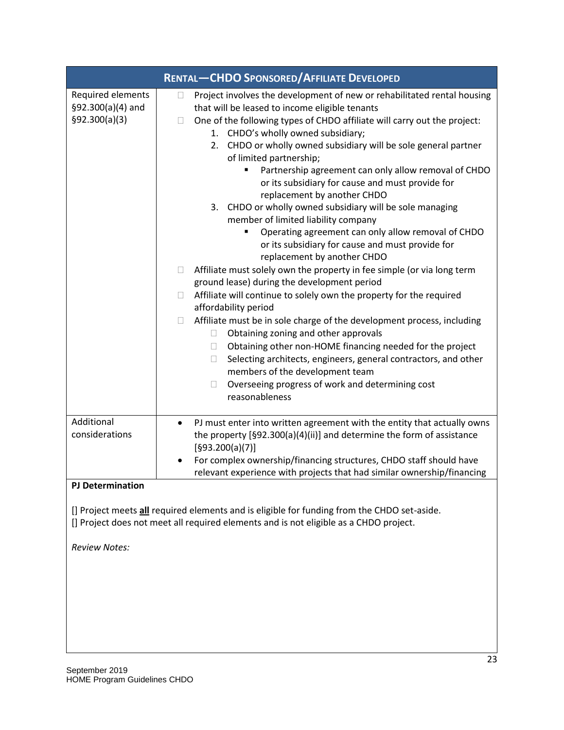| Rental—CHDO Sponsored/Affiliate Developed | |
|---|---|
| Required elements §92.300(a)(4) and §92.300(a)(3) | ☐ Project involves the development of new or rehabilitated rental housing that will be leased to income eligible tenants<br>☐ One of the following types of CHDO affiliate will carry out the project:<br>1. CHDO's wholly owned subsidiary;<br>2. CHDO or wholly owned subsidiary will be sole general partner of limited partnership;<br>▪ Partnership agreement can only allow removal of CHDO or its subsidiary for cause and must provide for replacement by another CHDO<br>3. CHDO or wholly owned subsidiary will be sole managing member of limited liability company<br>▪ Operating agreement can only allow removal of CHDO or its subsidiary for cause and must provide for replacement by another CHDO<br>☐ Affiliate must solely own the property in fee simple (or via long term ground lease) during the development period<br>☐ Affiliate will continue to solely own the property for the required affordability period<br>☐ Affiliate must be in sole charge of the development process, including<br>☐ Obtaining zoning and other approvals<br>☐ Obtaining other non-HOME financing needed for the project<br>☐ Selecting architects, engineers, general contractors, and other members of the development team<br>☐ Overseeing progress of work and determining cost reasonableness |
| Additional considerations | • PJ must enter into written agreement with the entity that actually owns the property [§92.300(a)(4)(ii)] and determine the form of assistance [§93.200(a)(7)]<br>• For complex ownership/financing structures, CHDO staff should have relevant experience with projects that had similar ownership/financing |

**PJ Determination**

[] Project meets **all** required elements and is eligible for funding from the CHDO set-aside.
[] Project does not meet all required elements and is not eligible as a CHDO project.

*Review Notes:*

September 2019
HOME Program Guidelines CHDO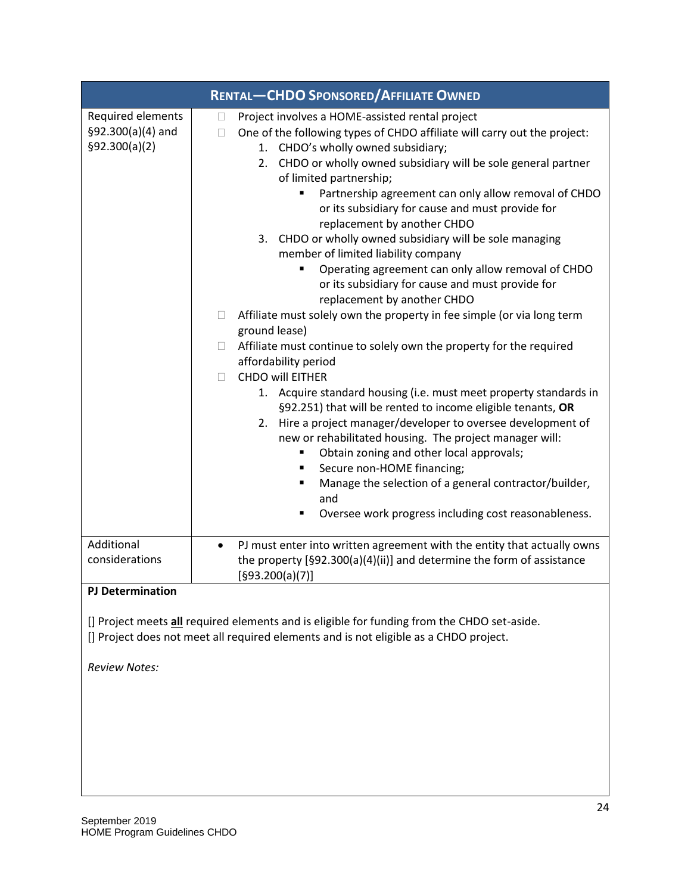| **RENTAL—CHDO SPONSORED/AFFILIATE OWNED** | |
|---|---|
| Required elements §92.300(a)(4) and §92.300(a)(2) | ☐ Project involves a HOME-assisted rental project<br>☐ One of the following types of CHDO affiliate will carry out the project:<br>1. CHDO's wholly owned subsidiary;<br>2. CHDO or wholly owned subsidiary will be sole general partner of limited partnership;<br>▪ Partnership agreement can only allow removal of CHDO or its subsidiary for cause and must provide for replacement by another CHDO<br>3. CHDO or wholly owned subsidiary will be sole managing member of limited liability company<br>▪ Operating agreement can only allow removal of CHDO or its subsidiary for cause and must provide for replacement by another CHDO<br>☐ Affiliate must solely own the property in fee simple (or via long term ground lease)<br>☐ Affiliate must continue to solely own the property for the required affordability period<br>☐ CHDO will EITHER<br>1. Acquire standard housing (i.e. must meet property standards in §92.251) that will be rented to income eligible tenants, **OR**<br>2. Hire a project manager/developer to oversee development of new or rehabilitated housing. The project manager will:<br>▪ Obtain zoning and other local approvals;<br>▪ Secure non-HOME financing;<br>▪ Manage the selection of a general contractor/builder, and<br>▪ Oversee work progress including cost reasonableness. |
| Additional considerations | • PJ must enter into written agreement with the entity that actually owns the property [§92.300(a)(4)(ii)] and determine the form of assistance [§93.200(a)(7)] |

**PJ Determination**

[] Project meets **all** required elements and is eligible for funding from the CHDO set-aside.
[] Project does not meet all required elements and is not eligible as a CHDO project.

*Review Notes:*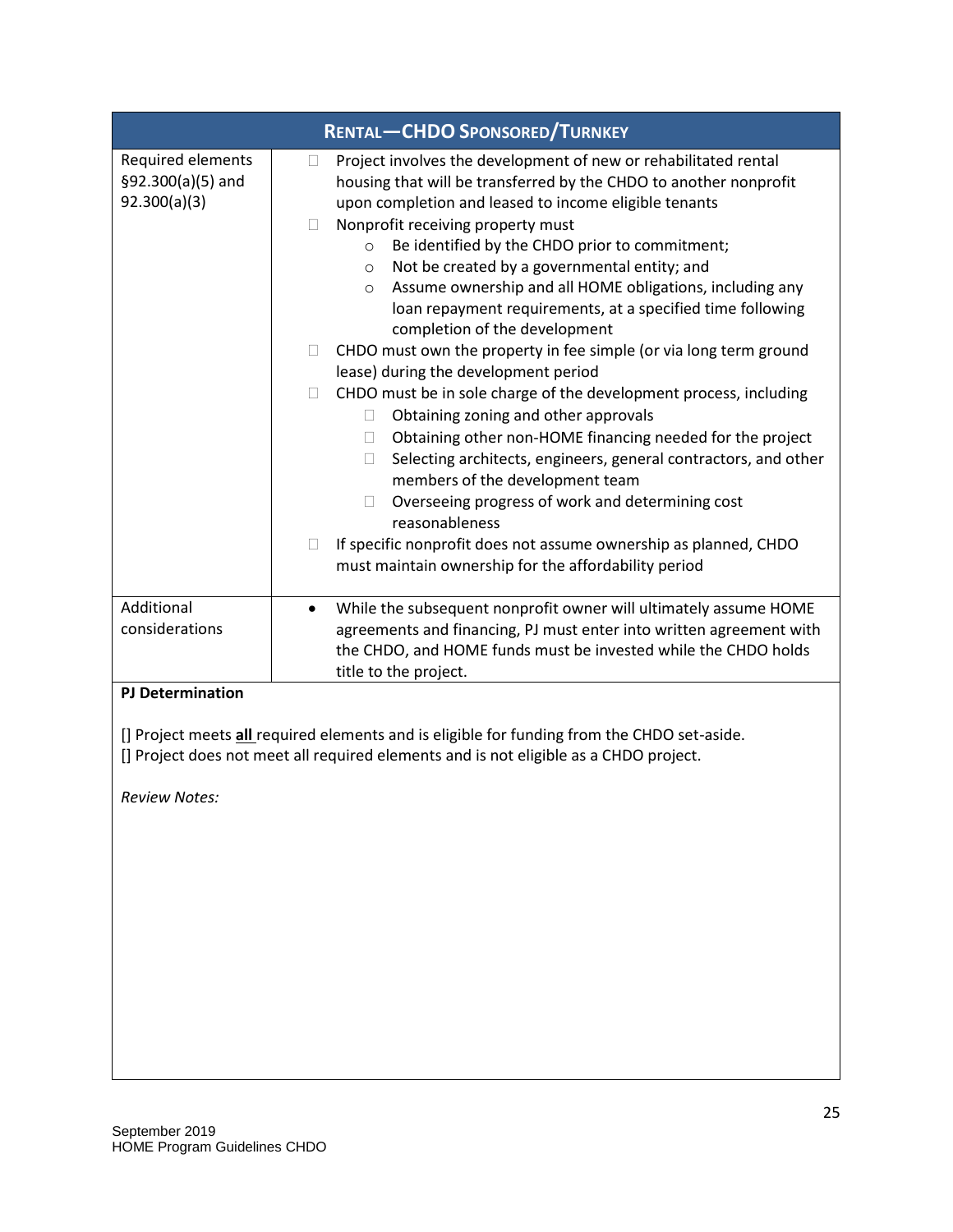| RENTAL—CHDO SPONSORED/TURNKEY | |
|---|---|
| Required elements §92.300(a)(5) and 92.300(a)(3) | ☐ Project involves the development of new or rehabilitated rental housing that will be transferred by the CHDO to another nonprofit upon completion and leased to income eligible tenants<br>☐ Nonprofit receiving property must<br>&nbsp;&nbsp;&nbsp;&nbsp;○ Be identified by the CHDO prior to commitment;<br>&nbsp;&nbsp;&nbsp;&nbsp;○ Not be created by a governmental entity; and<br>&nbsp;&nbsp;&nbsp;&nbsp;○ Assume ownership and all HOME obligations, including any loan repayment requirements, at a specified time following completion of the development<br>☐ CHDO must own the property in fee simple (or via long term ground lease) during the development period<br>☐ CHDO must be in sole charge of the development process, including<br>&nbsp;&nbsp;&nbsp;&nbsp;☐ Obtaining zoning and other approvals<br>&nbsp;&nbsp;&nbsp;&nbsp;☐ Obtaining other non-HOME financing needed for the project<br>&nbsp;&nbsp;&nbsp;&nbsp;☐ Selecting architects, engineers, general contractors, and other members of the development team<br>&nbsp;&nbsp;&nbsp;&nbsp;☐ Overseeing progress of work and determining cost reasonableness<br>☐ If specific nonprofit does not assume ownership as planned, CHDO must maintain ownership for the affordability period |
| Additional considerations | • While the subsequent nonprofit owner will ultimately assume HOME agreements and financing, PJ must enter into written agreement with the CHDO, and HOME funds must be invested while the CHDO holds title to the project. |

**PJ Determination**

[] Project meets **all** required elements and is eligible for funding from the CHDO set-aside.
[] Project does not meet all required elements and is not eligible as a CHDO project.

*Review Notes:*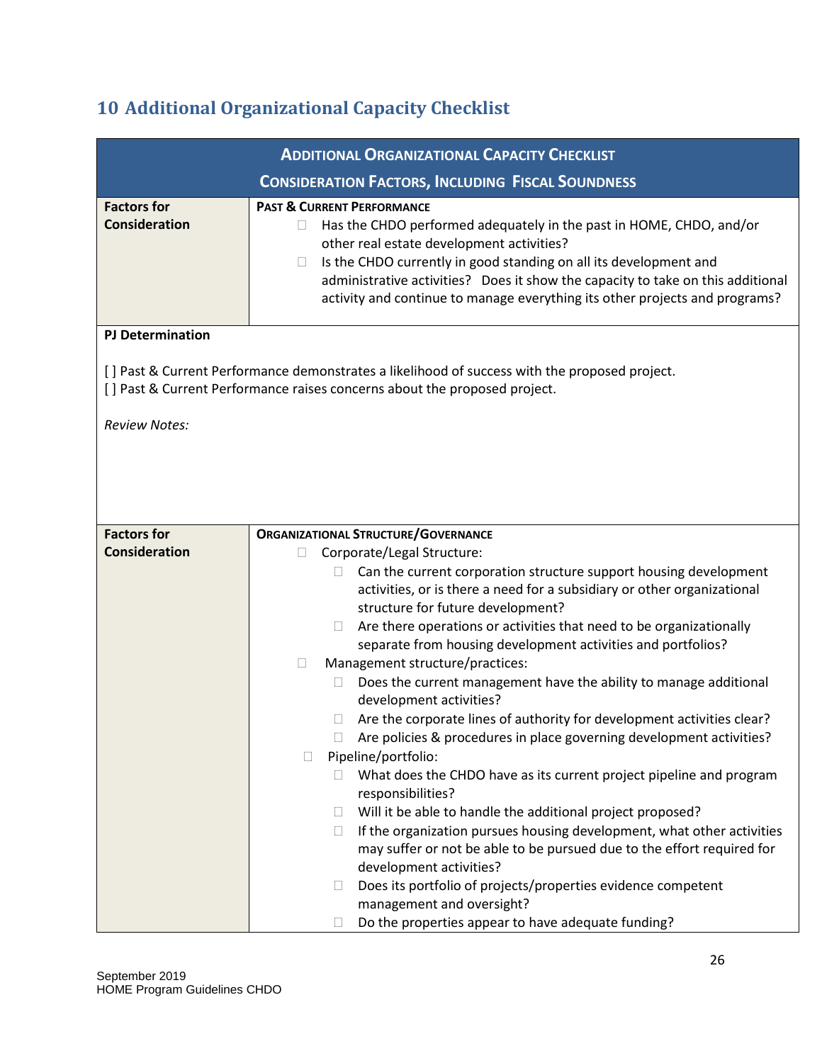# 10 Additional Organizational Capacity Checklist

<table>
<tr><th colspan="2">ADDITIONAL ORGANIZATIONAL CAPACITY CHECKLIST<br>CONSIDERATION FACTORS, INCLUDING FISCAL SOUNDNESS</th></tr>
<tr><td><b>Factors for Consideration</b></td><td><b>PAST &amp; CURRENT PERFORMANCE</b><br>☐ Has the CHDO performed adequately in the past in HOME, CHDO, and/or other real estate development activities?<br>☐ Is the CHDO currently in good standing on all its development and administrative activities? Does it show the capacity to take on this additional activity and continue to manage everything its other projects and programs?</td></tr>
<tr><td colspan="2"><b>PJ Determination</b><br><br>[ ] Past &amp; Current Performance demonstrates a likelihood of success with the proposed project.<br>[ ] Past &amp; Current Performance raises concerns about the proposed project.<br><br><i>Review Notes:</i></td></tr>
<tr><td><b>Factors for Consideration</b></td><td><b>ORGANIZATIONAL STRUCTURE/GOVERNANCE</b><br>☐ Corporate/Legal Structure:<br>&nbsp;&nbsp;&nbsp;&nbsp;☐ Can the current corporation structure support housing development activities, or is there a need for a subsidiary or other organizational structure for future development?<br>&nbsp;&nbsp;&nbsp;&nbsp;☐ Are there operations or activities that need to be organizationally separate from housing development activities and portfolios?<br>☐ Management structure/practices:<br>&nbsp;&nbsp;&nbsp;&nbsp;☐ Does the current management have the ability to manage additional development activities?<br>&nbsp;&nbsp;&nbsp;&nbsp;☐ Are the corporate lines of authority for development activities clear?<br>&nbsp;&nbsp;&nbsp;&nbsp;☐ Are policies &amp; procedures in place governing development activities?<br>☐ Pipeline/portfolio:<br>&nbsp;&nbsp;&nbsp;&nbsp;☐ What does the CHDO have as its current project pipeline and program responsibilities?<br>&nbsp;&nbsp;&nbsp;&nbsp;☐ Will it be able to handle the additional project proposed?<br>&nbsp;&nbsp;&nbsp;&nbsp;☐ If the organization pursues housing development, what other activities may suffer or not be able to be pursued due to the effort required for development activities?<br>&nbsp;&nbsp;&nbsp;&nbsp;☐ Does its portfolio of projects/properties evidence competent management and oversight?<br>&nbsp;&nbsp;&nbsp;&nbsp;☐ Do the properties appear to have adequate funding?</td></tr>
</table>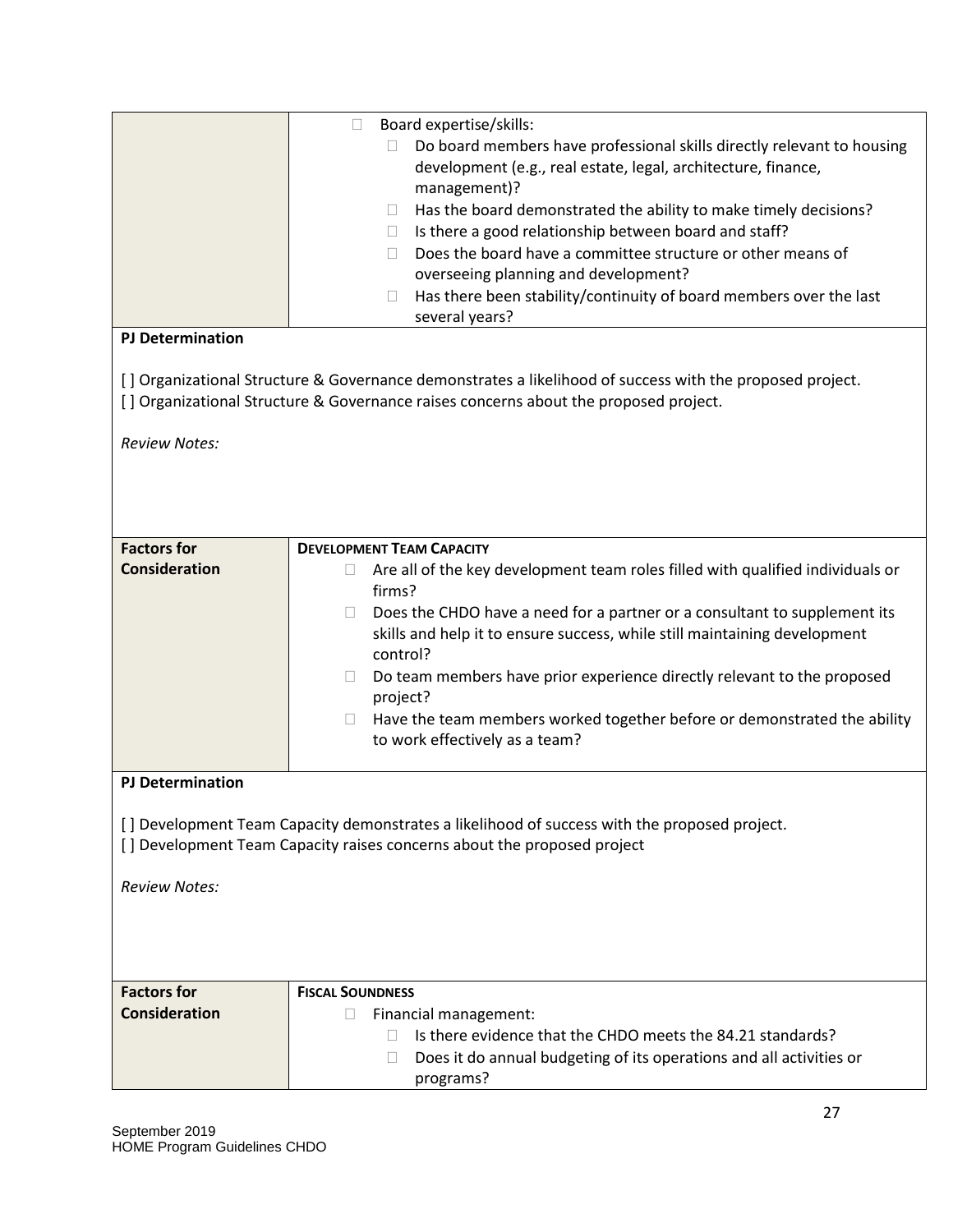| | |
|---|---|
| | ☐ Board expertise/skills:<br>☐ Do board members have professional skills directly relevant to housing development (e.g., real estate, legal, architecture, finance, management)?<br>☐ Has the board demonstrated the ability to make timely decisions?<br>☐ Is there a good relationship between board and staff?<br>☐ Does the board have a committee structure or other means of overseeing planning and development?<br>☐ Has there been stability/continuity of board members over the last several years? |

**PJ Determination**

[ ] Organizational Structure & Governance demonstrates a likelihood of success with the proposed project.
[ ] Organizational Structure & Governance raises concerns about the proposed project.

*Review Notes:*

| | |
|---|---|
| **Factors for Consideration** | **DEVELOPMENT TEAM CAPACITY**<br>☐ Are all of the key development team roles filled with qualified individuals or firms?<br>☐ Does the CHDO have a need for a partner or a consultant to supplement its skills and help it to ensure success, while still maintaining development control?<br>☐ Do team members have prior experience directly relevant to the proposed project?<br>☐ Have the team members worked together before or demonstrated the ability to work effectively as a team? |

**PJ Determination**

[ ] Development Team Capacity demonstrates a likelihood of success with the proposed project.
[ ] Development Team Capacity raises concerns about the proposed project

*Review Notes:*

| | |
|---|---|
| **Factors for Consideration** | **FISCAL SOUNDNESS**<br>☐ Financial management:<br>☐ Is there evidence that the CHDO meets the 84.21 standards?<br>☐ Does it do annual budgeting of its operations and all activities or programs? |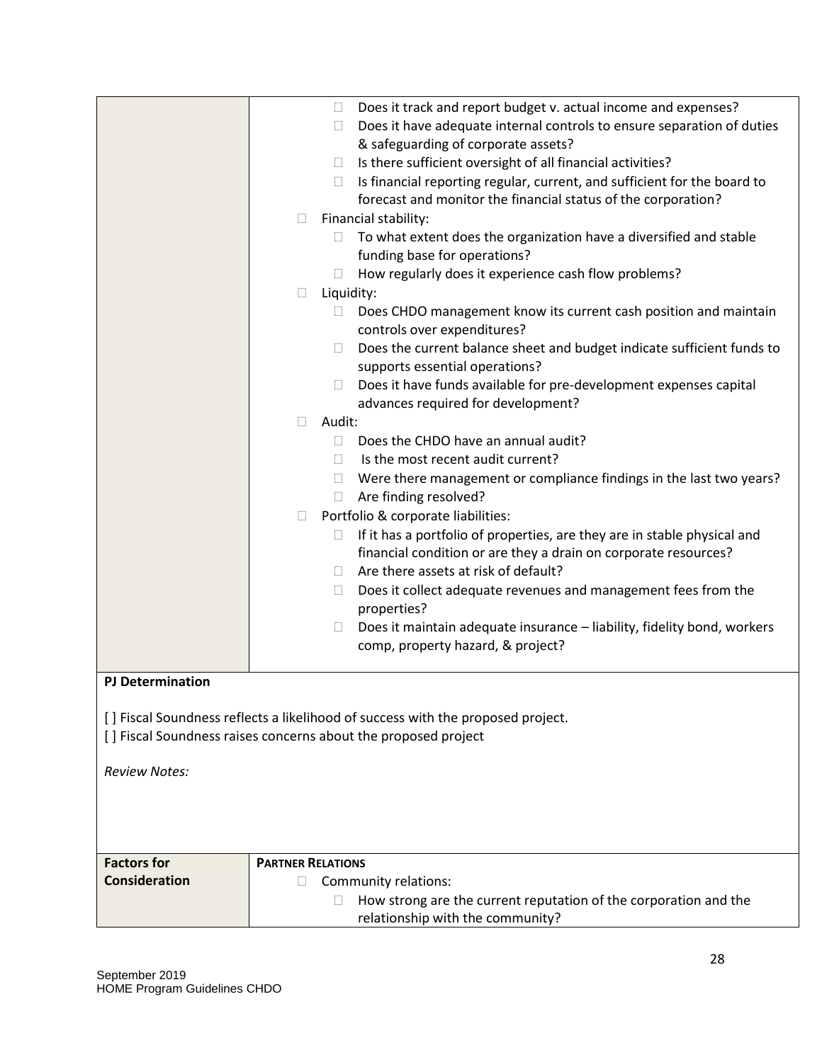| | |
|---|---|
| | - Does it track and report budget v. actual income and expenses?<br>- Does it have adequate internal controls to ensure separation of duties & safeguarding of corporate assets?<br>- Is there sufficient oversight of all financial activities?<br>- Is financial reporting regular, current, and sufficient for the board to forecast and monitor the financial status of the corporation?<br><br>- Financial stability:<br>  - To what extent does the organization have a diversified and stable funding base for operations?<br>  - How regularly does it experience cash flow problems?<br>- Liquidity:<br>  - Does CHDO management know its current cash position and maintain controls over expenditures?<br>  - Does the current balance sheet and budget indicate sufficient funds to supports essential operations?<br>  - Does it have funds available for pre-development expenses capital advances required for development?<br>- Audit:<br>  - Does the CHDO have an annual audit?<br>  - Is the most recent audit current?<br>  - Were there management or compliance findings in the last two years?<br>  - Are finding resolved?<br>- Portfolio & corporate liabilities:<br>  - If it has a portfolio of properties, are they are in stable physical and financial condition or are they a drain on corporate resources?<br>  - Are there assets at risk of default?<br>  - Does it collect adequate revenues and management fees from the properties?<br>  - Does it maintain adequate insurance – liability, fidelity bond, workers comp, property hazard, & project? |

**PJ Determination**

[ ] Fiscal Soundness reflects a likelihood of success with the proposed project.
[ ] Fiscal Soundness raises concerns about the proposed project

*Review Notes:*

| **Factors for Consideration** | **PARTNER RELATIONS** |
|---|---|
| | - Community relations:<br>  - How strong are the current reputation of the corporation and the relationship with the community? |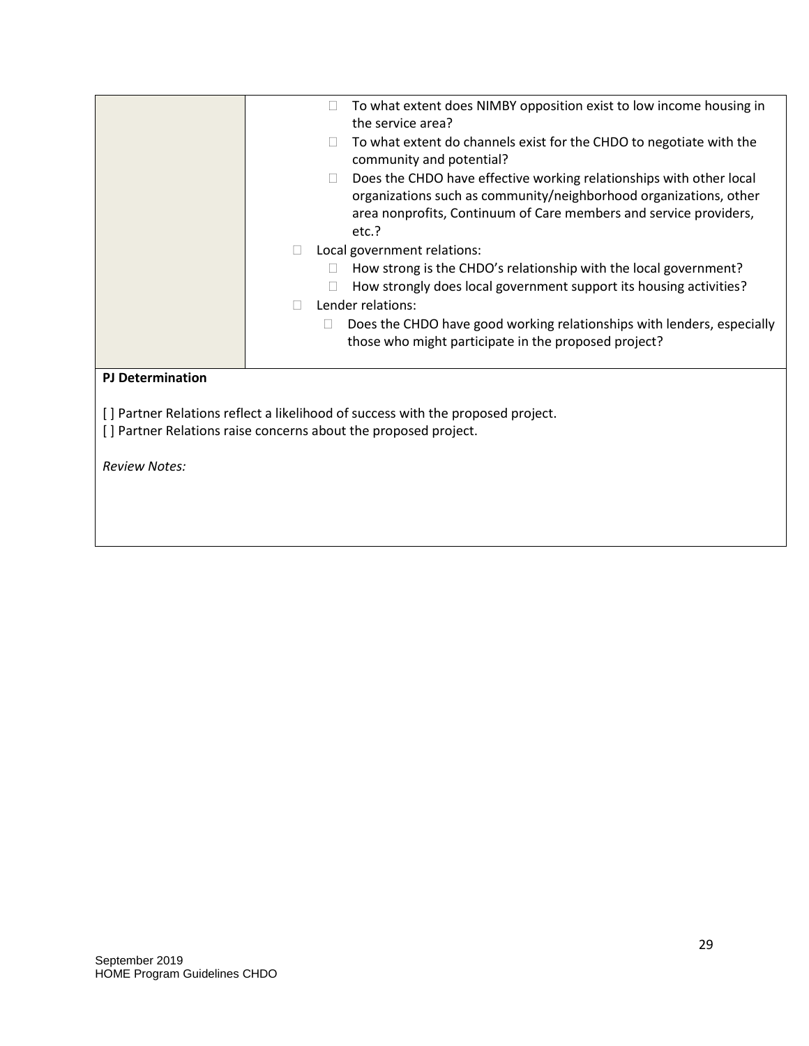| | |
|---|---|
| | - To what extent does NIMBY opposition exist to low income housing in the service area?<br>- To what extent do channels exist for the CHDO to negotiate with the community and potential?<br>- Does the CHDO have effective working relationships with other local organizations such as community/neighborhood organizations, other area nonprofits, Continuum of Care members and service providers, etc.?<br><br>- Local government relations:<br>  - How strong is the CHDO's relationship with the local government?<br>  - How strongly does local government support its housing activities?<br>- Lender relations:<br>  - Does the CHDO have good working relationships with lenders, especially those who might participate in the proposed project? |

**PJ Determination**

[ ] Partner Relations reflect a likelihood of success with the proposed project.
[ ] Partner Relations raise concerns about the proposed project.

*Review Notes:*